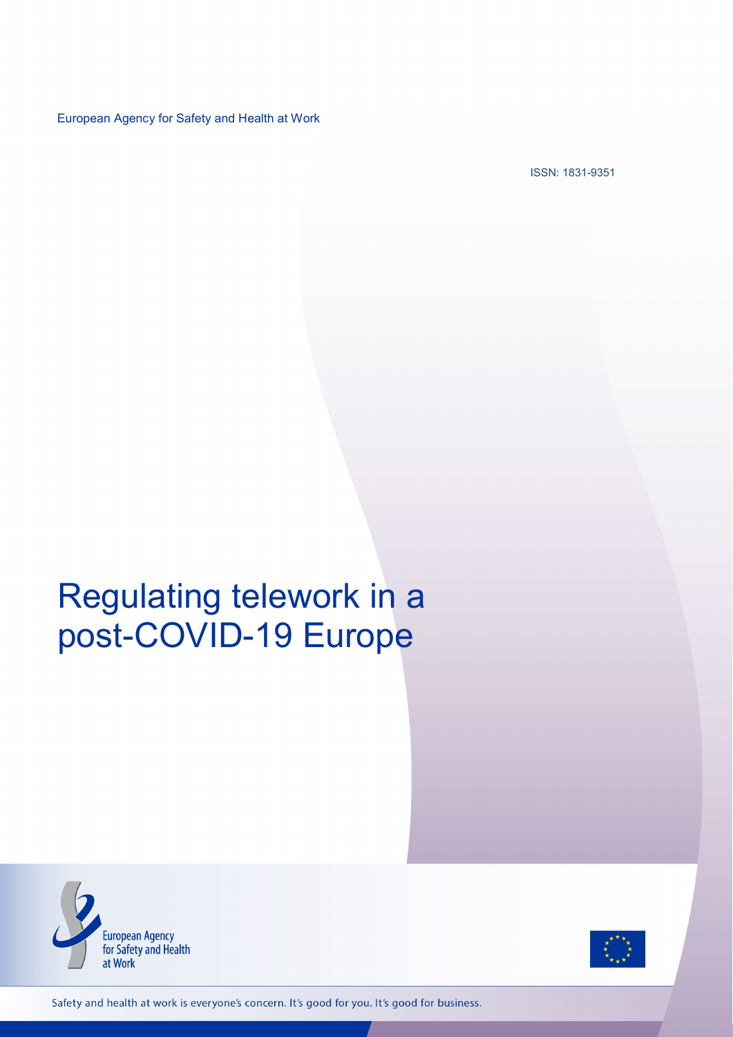European Agency for Safety and Health at Work

ISSN: 1831-9351

# Regulating telework in a post-COVID-19 Europe

European Agency for Safety and Health at Work

Safety and health at work is everyone's concern. It's good for you. It's good for business.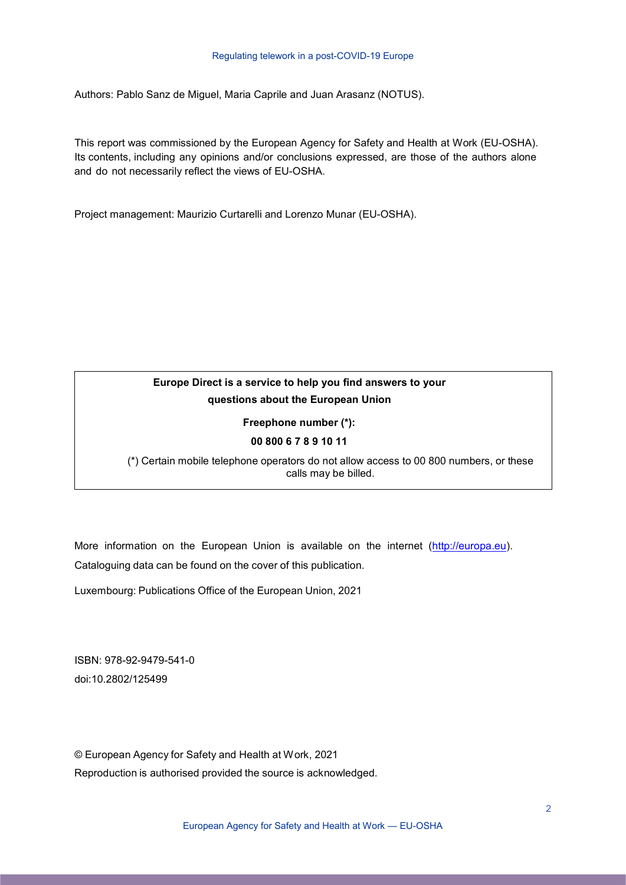Authors: Pablo Sanz de Miguel, Maria Caprile and Juan Arasanz (NOTUS).

This report was commissioned by the European Agency for Safety and Health at Work (EU-OSHA). Its contents, including any opinions and/or conclusions expressed, are those of the authors alone and do not necessarily reflect the views of EU-OSHA.

Project management: Maurizio Curtarelli and Lorenzo Munar (EU-OSHA).

**Europe Direct is a service to help you find answers to your questions about the European Union**

**Freephone number (*):**

**00 800 6 7 8 9 10 11**

(*) Certain mobile telephone operators do not allow access to 00 800 numbers, or these calls may be billed.

More information on the European Union is available on the internet (http://europa.eu).

Cataloguing data can be found on the cover of this publication.

Luxembourg: Publications Office of the European Union, 2021

ISBN: 978-92-9479-541-0

doi:10.2802/125499

© European Agency for Safety and Health at Work, 2021

Reproduction is authorised provided the source is acknowledged.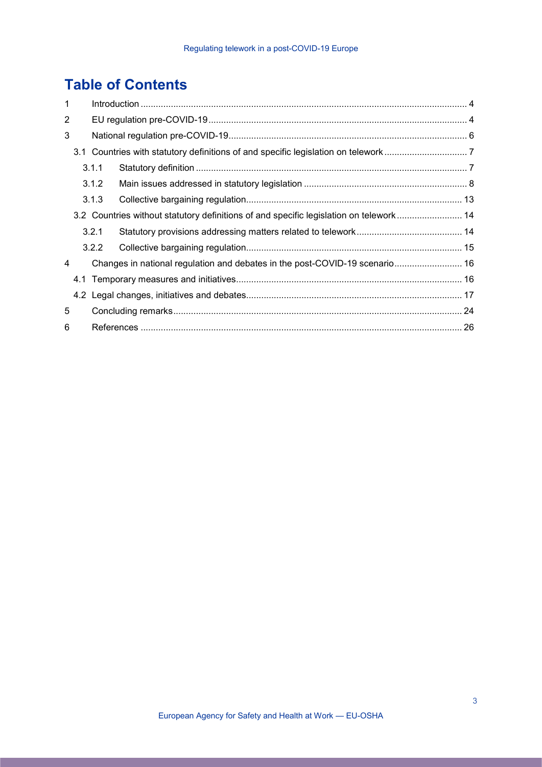# Table of Contents

1 Introduction ..... 4
2 EU regulation pre-COVID-19 ..... 4
3 National regulation pre-COVID-19 ..... 6
  3.1 Countries with statutory definitions of and specific legislation on telework ..... 7
    3.1.1 Statutory definition ..... 7
    3.1.2 Main issues addressed in statutory legislation ..... 8
    3.1.3 Collective bargaining regulation ..... 13
  3.2 Countries without statutory definitions of and specific legislation on telework ..... 14
    3.2.1 Statutory provisions addressing matters related to telework ..... 14
    3.2.2 Collective bargaining regulation ..... 15
4 Changes in national regulation and debates in the post-COVID-19 scenario ..... 16
  4.1 Temporary measures and initiatives ..... 16
  4.2 Legal changes, initiatives and debates ..... 17
5 Concluding remarks ..... 24
6 References ..... 26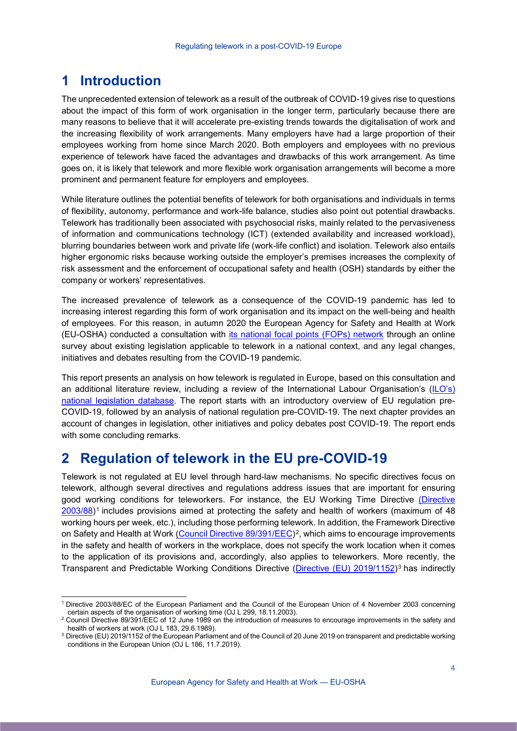# 1 Introduction

The unprecedented extension of telework as a result of the outbreak of COVID-19 gives rise to questions about the impact of this form of work organisation in the longer term, particularly because there are many reasons to believe that it will accelerate pre-existing trends towards the digitalisation of work and the increasing flexibility of work arrangements. Many employers have had a large proportion of their employees working from home since March 2020. Both employers and employees with no previous experience of telework have faced the advantages and drawbacks of this work arrangement. As time goes on, it is likely that telework and more flexible work organisation arrangements will become a more prominent and permanent feature for employers and employees.

While literature outlines the potential benefits of telework for both organisations and individuals in terms of flexibility, autonomy, performance and work-life balance, studies also point out potential drawbacks. Telework has traditionally been associated with psychosocial risks, mainly related to the pervasiveness of information and communications technology (ICT) (extended availability and increased workload), blurring boundaries between work and private life (work-life conflict) and isolation. Telework also entails higher ergonomic risks because working outside the employer's premises increases the complexity of risk assessment and the enforcement of occupational safety and health (OSH) standards by either the company or workers' representatives.

The increased prevalence of telework as a consequence of the COVID-19 pandemic has led to increasing interest regarding this form of work organisation and its impact on the well-being and health of employees. For this reason, in autumn 2020 the European Agency for Safety and Health at Work (EU-OSHA) conducted a consultation with its national focal points (FOPs) network through an online survey about existing legislation applicable to telework in a national context, and any legal changes, initiatives and debates resulting from the COVID-19 pandemic.

This report presents an analysis on how telework is regulated in Europe, based on this consultation and an additional literature review, including a review of the International Labour Organisation's (ILO's) national legislation database. The report starts with an introductory overview of EU regulation pre-COVID-19, followed by an analysis of national regulation pre-COVID-19. The next chapter provides an account of changes in legislation, other initiatives and policy debates post COVID-19. The report ends with some concluding remarks.

# 2 Regulation of telework in the EU pre-COVID-19

Telework is not regulated at EU level through hard-law mechanisms. No specific directives focus on telework, although several directives and regulations address issues that are important for ensuring good working conditions for teleworkers. For instance, the EU Working Time Directive (Directive 2003/88)[1] includes provisions aimed at protecting the safety and health of workers (maximum of 48 working hours per week, etc.), including those performing telework. In addition, the Framework Directive on Safety and Health at Work (Council Directive 89/391/EEC)[2], which aims to encourage improvements in the safety and health of workers in the workplace, does not specify the work location when it comes to the application of its provisions and, accordingly, also applies to teleworkers. More recently, the Transparent and Predictable Working Conditions Directive (Directive (EU) 2019/1152)[3] has indirectly

---

[1] Directive 2003/88/EC of the European Parliament and the Council of the European Union of 4 November 2003 concerning certain aspects of the organisation of working time (OJ L 299, 18.11.2003).

[2] Council Directive 89/391/EEC of 12 June 1989 on the introduction of measures to encourage improvements in the safety and health of workers at work (OJ L 183, 29.6.1989).

[3] Directive (EU) 2019/1152 of the European Parliament and of the Council of 20 June 2019 on transparent and predictable working conditions in the European Union (OJ L 186, 11.7.2019).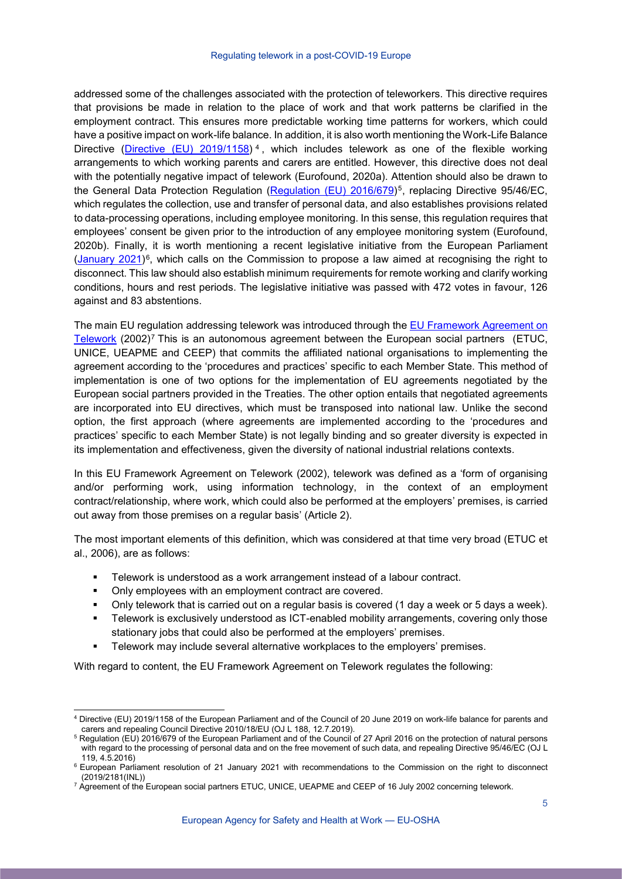addressed some of the challenges associated with the protection of teleworkers. This directive requires that provisions be made in relation to the place of work and that work patterns be clarified in the employment contract. This ensures more predictable working time patterns for workers, which could have a positive impact on work-life balance. In addition, it is also worth mentioning the Work-Life Balance Directive (Directive (EU) 2019/1158)[4], which includes telework as one of the flexible working arrangements to which working parents and carers are entitled. However, this directive does not deal with the potentially negative impact of telework (Eurofound, 2020a). Attention should also be drawn to the General Data Protection Regulation (Regulation (EU) 2016/679)[5], replacing Directive 95/46/EC, which regulates the collection, use and transfer of personal data, and also establishes provisions related to data-processing operations, including employee monitoring. In this sense, this regulation requires that employees' consent be given prior to the introduction of any employee monitoring system (Eurofound, 2020b). Finally, it is worth mentioning a recent legislative initiative from the European Parliament (January 2021)[6], which calls on the Commission to propose a law aimed at recognising the right to disconnect. This law should also establish minimum requirements for remote working and clarify working conditions, hours and rest periods. The legislative initiative was passed with 472 votes in favour, 126 against and 83 abstentions.

The main EU regulation addressing telework was introduced through the EU Framework Agreement on Telework (2002)[7] This is an autonomous agreement between the European social partners (ETUC, UNICE, UEAPME and CEEP) that commits the affiliated national organisations to implementing the agreement according to the 'procedures and practices' specific to each Member State. This method of implementation is one of two options for the implementation of EU agreements negotiated by the European social partners provided in the Treaties. The other option entails that negotiated agreements are incorporated into EU directives, which must be transposed into national law. Unlike the second option, the first approach (where agreements are implemented according to the 'procedures and practices' specific to each Member State) is not legally binding and so greater diversity is expected in its implementation and effectiveness, given the diversity of national industrial relations contexts.

In this EU Framework Agreement on Telework (2002), telework was defined as a 'form of organising and/or performing work, using information technology, in the context of an employment contract/relationship, where work, which could also be performed at the employers' premises, is carried out away from those premises on a regular basis' (Article 2).

The most important elements of this definition, which was considered at that time very broad (ETUC et al., 2006), are as follows:

- Telework is understood as a work arrangement instead of a labour contract.
- Only employees with an employment contract are covered.
- Only telework that is carried out on a regular basis is covered (1 day a week or 5 days a week).
- Telework is exclusively understood as ICT-enabled mobility arrangements, covering only those stationary jobs that could also be performed at the employers' premises.
- Telework may include several alternative workplaces to the employers' premises.

With regard to content, the EU Framework Agreement on Telework regulates the following:

---

[4] Directive (EU) 2019/1158 of the European Parliament and of the Council of 20 June 2019 on work-life balance for parents and carers and repealing Council Directive 2010/18/EU (OJ L 188, 12.7.2019).

[5] Regulation (EU) 2016/679 of the European Parliament and of the Council of 27 April 2016 on the protection of natural persons with regard to the processing of personal data and on the free movement of such data, and repealing Directive 95/46/EC (OJ L 119, 4.5.2016)

[6] European Parliament resolution of 21 January 2021 with recommendations to the Commission on the right to disconnect (2019/2181(INL))

[7] Agreement of the European social partners ETUC, UNICE, UEAPME and CEEP of 16 July 2002 concerning telework.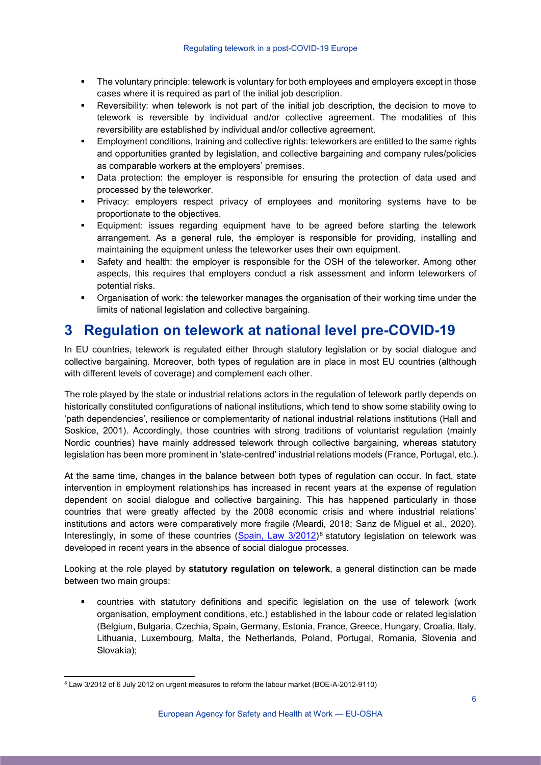- The voluntary principle: telework is voluntary for both employees and employers except in those cases where it is required as part of the initial job description.
- Reversibility: when telework is not part of the initial job description, the decision to move to telework is reversible by individual and/or collective agreement. The modalities of this reversibility are established by individual and/or collective agreement.
- Employment conditions, training and collective rights: teleworkers are entitled to the same rights and opportunities granted by legislation, and collective bargaining and company rules/policies as comparable workers at the employers' premises.
- Data protection: the employer is responsible for ensuring the protection of data used and processed by the teleworker.
- Privacy: employers respect privacy of employees and monitoring systems have to be proportionate to the objectives.
- Equipment: issues regarding equipment have to be agreed before starting the telework arrangement. As a general rule, the employer is responsible for providing, installing and maintaining the equipment unless the teleworker uses their own equipment.
- Safety and health: the employer is responsible for the OSH of the teleworker. Among other aspects, this requires that employers conduct a risk assessment and inform teleworkers of potential risks.
- Organisation of work: the teleworker manages the organisation of their working time under the limits of national legislation and collective bargaining.

# 3 Regulation on telework at national level pre-COVID-19

In EU countries, telework is regulated either through statutory legislation or by social dialogue and collective bargaining. Moreover, both types of regulation are in place in most EU countries (although with different levels of coverage) and complement each other.

The role played by the state or industrial relations actors in the regulation of telework partly depends on historically constituted configurations of national institutions, which tend to show some stability owing to 'path dependencies', resilience or complementarity of national industrial relations institutions (Hall and Soskice, 2001). Accordingly, those countries with strong traditions of voluntarist regulation (mainly Nordic countries) have mainly addressed telework through collective bargaining, whereas statutory legislation has been more prominent in 'state-centred' industrial relations models (France, Portugal, etc.).

At the same time, changes in the balance between both types of regulation can occur. In fact, state intervention in employment relationships has increased in recent years at the expense of regulation dependent on social dialogue and collective bargaining. This has happened particularly in those countries that were greatly affected by the 2008 economic crisis and where industrial relations' institutions and actors were comparatively more fragile (Meardi, 2018; Sanz de Miguel et al., 2020). Interestingly, in some of these countries (Spain, Law 3/2012)[8] statutory legislation on telework was developed in recent years in the absence of social dialogue processes.

Looking at the role played by **statutory regulation on telework**, a general distinction can be made between two main groups:

- countries with statutory definitions and specific legislation on the use of telework (work organisation, employment conditions, etc.) established in the labour code or related legislation (Belgium, Bulgaria, Czechia, Spain, Germany, Estonia, France, Greece, Hungary, Croatia, Italy, Lithuania, Luxembourg, Malta, the Netherlands, Poland, Portugal, Romania, Slovenia and Slovakia);

[8] Law 3/2012 of 6 July 2012 on urgent measures to reform the labour market (BOE-A-2012-9110)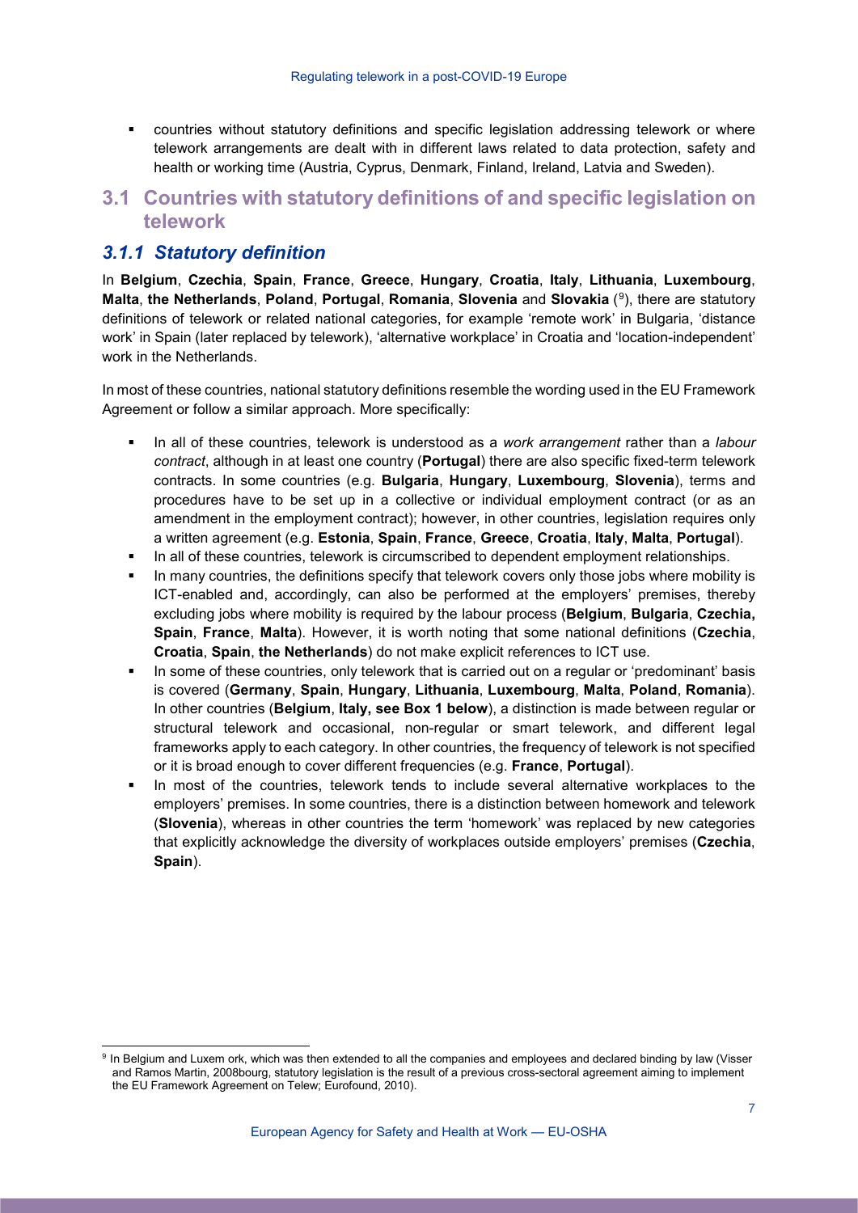- countries without statutory definitions and specific legislation addressing telework or where telework arrangements are dealt with in different laws related to data protection, safety and health or working time (Austria, Cyprus, Denmark, Finland, Ireland, Latvia and Sweden).

## 3.1 Countries with statutory definitions of and specific legislation on telework

### *3.1.1 Statutory definition*

In **Belgium**, **Czechia**, **Spain**, **France**, **Greece**, **Hungary**, **Croatia**, **Italy**, **Lithuania**, **Luxembourg**, **Malta**, **the Netherlands**, **Poland**, **Portugal**, **Romania**, **Slovenia** and **Slovakia** ([9]), there are statutory definitions of telework or related national categories, for example 'remote work' in Bulgaria, 'distance work' in Spain (later replaced by telework), 'alternative workplace' in Croatia and 'location-independent' work in the Netherlands.

In most of these countries, national statutory definitions resemble the wording used in the EU Framework Agreement or follow a similar approach. More specifically:

- In all of these countries, telework is understood as a *work arrangement* rather than a *labour contract*, although in at least one country (**Portugal**) there are also specific fixed-term telework contracts. In some countries (e.g. **Bulgaria**, **Hungary**, **Luxembourg**, **Slovenia**), terms and procedures have to be set up in a collective or individual employment contract (or as an amendment in the employment contract); however, in other countries, legislation requires only a written agreement (e.g. **Estonia**, **Spain**, **France**, **Greece**, **Croatia**, **Italy**, **Malta**, **Portugal**).
- In all of these countries, telework is circumscribed to dependent employment relationships.
- In many countries, the definitions specify that telework covers only those jobs where mobility is ICT-enabled and, accordingly, can also be performed at the employers' premises, thereby excluding jobs where mobility is required by the labour process (**Belgium**, **Bulgaria**, **Czechia,** **Spain**, **France**, **Malta**). However, it is worth noting that some national definitions (**Czechia**, **Croatia**, **Spain**, **the Netherlands**) do not make explicit references to ICT use.
- In some of these countries, only telework that is carried out on a regular or 'predominant' basis is covered (**Germany**, **Spain**, **Hungary**, **Lithuania**, **Luxembourg**, **Malta**, **Poland**, **Romania**). In other countries (**Belgium**, **Italy, see Box 1 below**), a distinction is made between regular or structural telework and occasional, non-regular or smart telework, and different legal frameworks apply to each category. In other countries, the frequency of telework is not specified or it is broad enough to cover different frequencies (e.g. **France**, **Portugal**).
- In most of the countries, telework tends to include several alternative workplaces to the employers' premises. In some countries, there is a distinction between homework and telework (**Slovenia**), whereas in other countries the term 'homework' was replaced by new categories that explicitly acknowledge the diversity of workplaces outside employers' premises (**Czechia**, **Spain**).

---

[9] In Belgium and Luxem ork, which was then extended to all the companies and employees and declared binding by law (Visser and Ramos Martin, 2008bourg, statutory legislation is the result of a previous cross-sectoral agreement aiming to implement the EU Framework Agreement on Telew; Eurofound, 2010).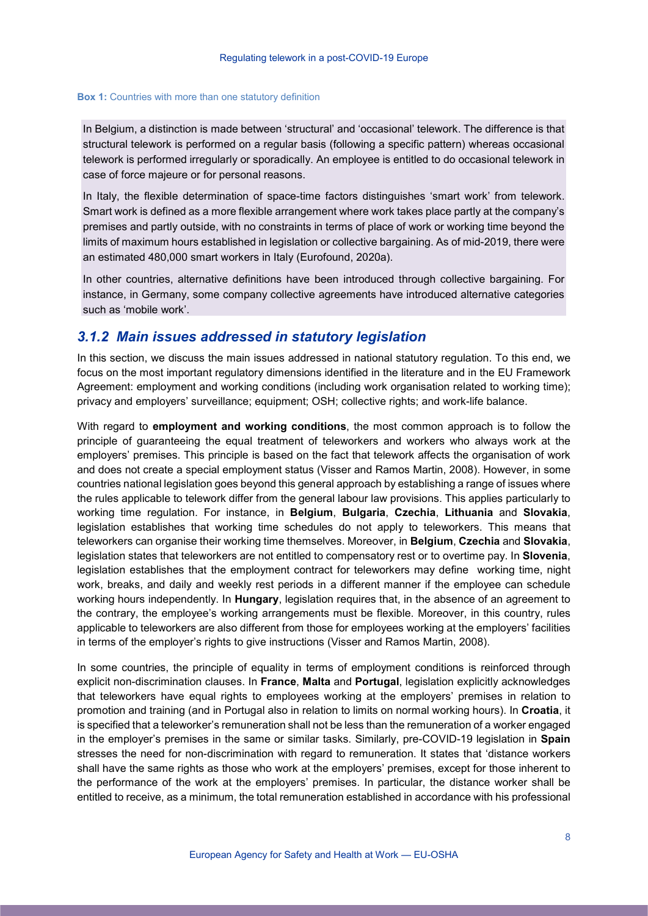**Box 1:** Countries with more than one statutory definition

In Belgium, a distinction is made between 'structural' and 'occasional' telework. The difference is that structural telework is performed on a regular basis (following a specific pattern) whereas occasional telework is performed irregularly or sporadically. An employee is entitled to do occasional telework in case of force majeure or for personal reasons.

In Italy, the flexible determination of space-time factors distinguishes 'smart work' from telework. Smart work is defined as a more flexible arrangement where work takes place partly at the company's premises and partly outside, with no constraints in terms of place of work or working time beyond the limits of maximum hours established in legislation or collective bargaining. As of mid-2019, there were an estimated 480,000 smart workers in Italy (Eurofound, 2020a).

In other countries, alternative definitions have been introduced through collective bargaining. For instance, in Germany, some company collective agreements have introduced alternative categories such as 'mobile work'.

### *3.1.2 Main issues addressed in statutory legislation*

In this section, we discuss the main issues addressed in national statutory regulation. To this end, we focus on the most important regulatory dimensions identified in the literature and in the EU Framework Agreement: employment and working conditions (including work organisation related to working time); privacy and employers' surveillance; equipment; OSH; collective rights; and work-life balance.

With regard to **employment and working conditions**, the most common approach is to follow the principle of guaranteeing the equal treatment of teleworkers and workers who always work at the employers' premises. This principle is based on the fact that telework affects the organisation of work and does not create a special employment status (Visser and Ramos Martin, 2008). However, in some countries national legislation goes beyond this general approach by establishing a range of issues where the rules applicable to telework differ from the general labour law provisions. This applies particularly to working time regulation. For instance, in **Belgium**, **Bulgaria**, **Czechia**, **Lithuania** and **Slovakia**, legislation establishes that working time schedules do not apply to teleworkers. This means that teleworkers can organise their working time themselves. Moreover, in **Belgium**, **Czechia** and **Slovakia**, legislation states that teleworkers are not entitled to compensatory rest or to overtime pay. In **Slovenia**, legislation establishes that the employment contract for teleworkers may define working time, night work, breaks, and daily and weekly rest periods in a different manner if the employee can schedule working hours independently. In **Hungary**, legislation requires that, in the absence of an agreement to the contrary, the employee's working arrangements must be flexible. Moreover, in this country, rules applicable to teleworkers are also different from those for employees working at the employers' facilities in terms of the employer's rights to give instructions (Visser and Ramos Martin, 2008).

In some countries, the principle of equality in terms of employment conditions is reinforced through explicit non-discrimination clauses. In **France**, **Malta** and **Portugal**, legislation explicitly acknowledges that teleworkers have equal rights to employees working at the employers' premises in relation to promotion and training (and in Portugal also in relation to limits on normal working hours). In **Croatia**, it is specified that a teleworker's remuneration shall not be less than the remuneration of a worker engaged in the employer's premises in the same or similar tasks. Similarly, pre-COVID-19 legislation in **Spain** stresses the need for non-discrimination with regard to remuneration. It states that 'distance workers shall have the same rights as those who work at the employers' premises, except for those inherent to the performance of the work at the employers' premises. In particular, the distance worker shall be entitled to receive, as a minimum, the total remuneration established in accordance with his professional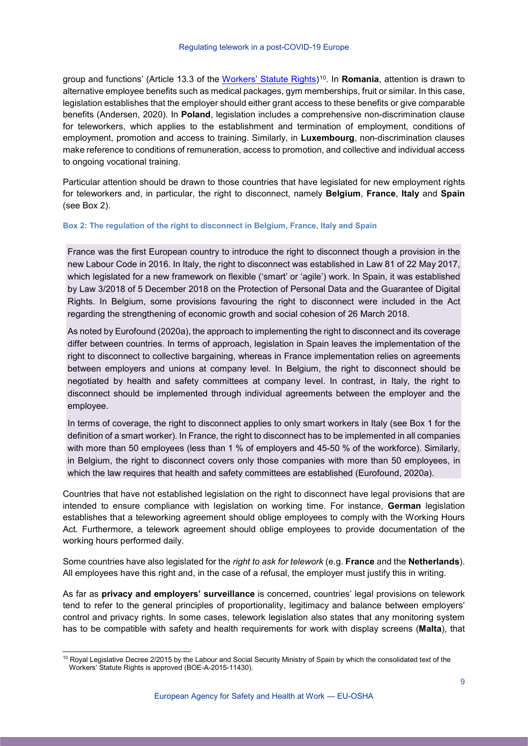group and functions' (Article 13.3 of the Workers' Statute Rights)[10]. In **Romania**, attention is drawn to alternative employee benefits such as medical packages, gym memberships, fruit or similar. In this case, legislation establishes that the employer should either grant access to these benefits or give comparable benefits (Andersen, 2020). In **Poland**, legislation includes a comprehensive non-discrimination clause for teleworkers, which applies to the establishment and termination of employment, conditions of employment, promotion and access to training. Similarly, in **Luxembourg**, non-discrimination clauses make reference to conditions of remuneration, access to promotion, and collective and individual access to ongoing vocational training.

Particular attention should be drawn to those countries that have legislated for new employment rights for teleworkers and, in particular, the right to disconnect, namely **Belgium**, **France**, **Italy** and **Spain** (see Box 2).

**Box 2: The regulation of the right to disconnect in Belgium, France, Italy and Spain**

> France was the first European country to introduce the right to disconnect though a provision in the new Labour Code in 2016. In Italy, the right to disconnect was established in Law 81 of 22 May 2017, which legislated for a new framework on flexible ('smart' or 'agile') work. In Spain, it was established by Law 3/2018 of 5 December 2018 on the Protection of Personal Data and the Guarantee of Digital Rights. In Belgium, some provisions favouring the right to disconnect were included in the Act regarding the strengthening of economic growth and social cohesion of 26 March 2018.
>
> As noted by Eurofound (2020a), the approach to implementing the right to disconnect and its coverage differ between countries. In terms of approach, legislation in Spain leaves the implementation of the right to disconnect to collective bargaining, whereas in France implementation relies on agreements between employers and unions at company level. In Belgium, the right to disconnect should be negotiated by health and safety committees at company level. In contrast, in Italy, the right to disconnect should be implemented through individual agreements between the employer and the employee.
>
> In terms of coverage, the right to disconnect applies to only smart workers in Italy (see Box 1 for the definition of a smart worker). In France, the right to disconnect has to be implemented in all companies with more than 50 employees (less than 1 % of employers and 45-50 % of the workforce). Similarly, in Belgium, the right to disconnect covers only those companies with more than 50 employees, in which the law requires that health and safety committees are established (Eurofound, 2020a).

Countries that have not established legislation on the right to disconnect have legal provisions that are intended to ensure compliance with legislation on working time. For instance, **German** legislation establishes that a teleworking agreement should oblige employees to comply with the Working Hours Act. Furthermore, a telework agreement should oblige employees to provide documentation of the working hours performed daily.

Some countries have also legislated for the *right to ask for telework* (e.g. **France** and the **Netherlands**). All employees have this right and, in the case of a refusal, the employer must justify this in writing.

As far as **privacy and employers' surveillance** is concerned, countries' legal provisions on telework tend to refer to the general principles of proportionality, legitimacy and balance between employers' control and privacy rights. In some cases, telework legislation also states that any monitoring system has to be compatible with safety and health requirements for work with display screens (**Malta**), that

[10] Royal Legislative Decree 2/2015 by the Labour and Social Security Ministry of Spain by which the consolidated text of the Workers' Statute Rights is approved (BOE-A-2015-11430).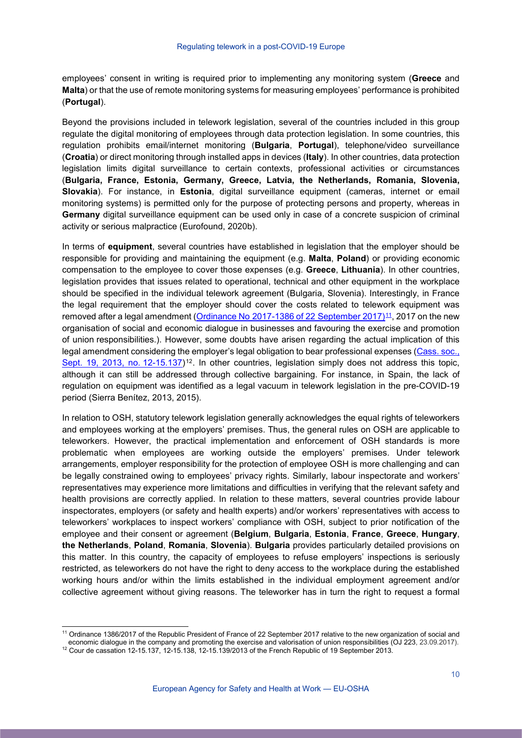employees' consent in writing is required prior to implementing any monitoring system (**Greece** and **Malta**) or that the use of remote monitoring systems for measuring employees' performance is prohibited (**Portugal**).

Beyond the provisions included in telework legislation, several of the countries included in this group regulate the digital monitoring of employees through data protection legislation. In some countries, this regulation prohibits email/internet monitoring (**Bulgaria**, **Portugal**), telephone/video surveillance (**Croatia**) or direct monitoring through installed apps in devices (**Italy**). In other countries, data protection legislation limits digital surveillance to certain contexts, professional activities or circumstances (**Bulgaria, France, Estonia, Germany, Greece, Latvia, the Netherlands, Romania, Slovenia, Slovakia**). For instance, in **Estonia**, digital surveillance equipment (cameras, internet or email monitoring systems) is permitted only for the purpose of protecting persons and property, whereas in **Germany** digital surveillance equipment can be used only in case of a concrete suspicion of criminal activity or serious malpractice (Eurofound, 2020b).

In terms of **equipment**, several countries have established in legislation that the employer should be responsible for providing and maintaining the equipment (e.g. **Malta**, **Poland**) or providing economic compensation to the employee to cover those expenses (e.g. **Greece**, **Lithuania**). In other countries, legislation provides that issues related to operational, technical and other equipment in the workplace should be specified in the individual telework agreement (Bulgaria, Slovenia). Interestingly, in France the legal requirement that the employer should cover the costs related to telework equipment was removed after a legal amendment (Ordinance No 2017-1386 of 22 September 2017)[11], 2017 on the new organisation of social and economic dialogue in businesses and favouring the exercise and promotion of union responsibilities.). However, some doubts have arisen regarding the actual implication of this legal amendment considering the employer's legal obligation to bear professional expenses (Cass. soc., Sept. 19, 2013, no. 12-15.137)[12]. In other countries, legislation simply does not address this topic, although it can still be addressed through collective bargaining. For instance, in Spain, the lack of regulation on equipment was identified as a legal vacuum in telework legislation in the pre-COVID-19 period (Sierra Benítez, 2013, 2015).

In relation to OSH, statutory telework legislation generally acknowledges the equal rights of teleworkers and employees working at the employers' premises. Thus, the general rules on OSH are applicable to teleworkers. However, the practical implementation and enforcement of OSH standards is more problematic when employees are working outside the employers' premises. Under telework arrangements, employer responsibility for the protection of employee OSH is more challenging and can be legally constrained owing to employees' privacy rights. Similarly, labour inspectorate and workers' representatives may experience more limitations and difficulties in verifying that the relevant safety and health provisions are correctly applied. In relation to these matters, several countries provide labour inspectorates, employers (or safety and health experts) and/or workers' representatives with access to teleworkers' workplaces to inspect workers' compliance with OSH, subject to prior notification of the employee and their consent or agreement (**Belgium**, **Bulgaria**, **Estonia**, **France**, **Greece**, **Hungary**, **the Netherlands**, **Poland**, **Romania**, **Slovenia**). **Bulgaria** provides particularly detailed provisions on this matter. In this country, the capacity of employees to refuse employers' inspections is seriously restricted, as teleworkers do not have the right to deny access to the workplace during the established working hours and/or within the limits established in the individual employment agreement and/or collective agreement without giving reasons. The teleworker has in turn the right to request a formal

---

[11] Ordinance 1386/2017 of the Republic President of France of 22 September 2017 relative to the new organization of social and economic dialogue in the company and promoting the exercise and valorisation of union responsibilities (OJ 223, 23.09.2017).

[12] Cour de cassation 12-15.137, 12-15.138, 12-15.139/2013 of the French Republic of 19 September 2013.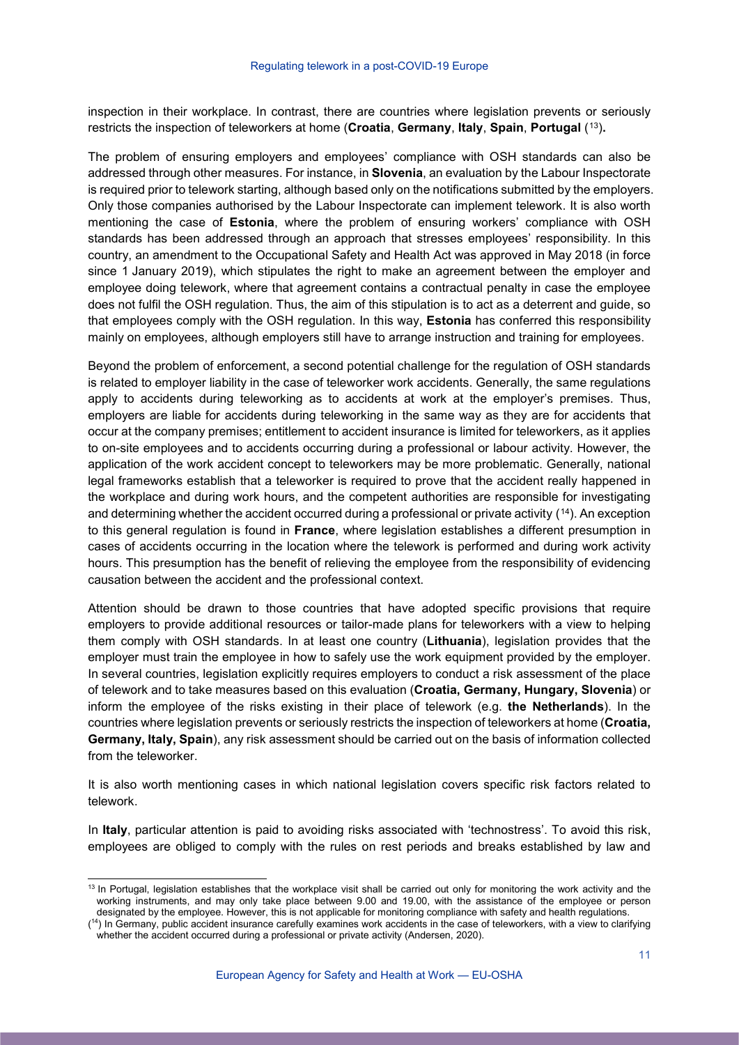inspection in their workplace. In contrast, there are countries where legislation prevents or seriously restricts the inspection of teleworkers at home (**Croatia**, **Germany**, **Italy**, **Spain**, **Portugal** ([13])**.**

The problem of ensuring employers and employees' compliance with OSH standards can also be addressed through other measures. For instance, in **Slovenia**, an evaluation by the Labour Inspectorate is required prior to telework starting, although based only on the notifications submitted by the employers. Only those companies authorised by the Labour Inspectorate can implement telework. It is also worth mentioning the case of **Estonia**, where the problem of ensuring workers' compliance with OSH standards has been addressed through an approach that stresses employees' responsibility. In this country, an amendment to the Occupational Safety and Health Act was approved in May 2018 (in force since 1 January 2019), which stipulates the right to make an agreement between the employer and employee doing telework, where that agreement contains a contractual penalty in case the employee does not fulfil the OSH regulation. Thus, the aim of this stipulation is to act as a deterrent and guide, so that employees comply with the OSH regulation. In this way, **Estonia** has conferred this responsibility mainly on employees, although employers still have to arrange instruction and training for employees.

Beyond the problem of enforcement, a second potential challenge for the regulation of OSH standards is related to employer liability in the case of teleworker work accidents. Generally, the same regulations apply to accidents during teleworking as to accidents at work at the employer's premises. Thus, employers are liable for accidents during teleworking in the same way as they are for accidents that occur at the company premises; entitlement to accident insurance is limited for teleworkers, as it applies to on-site employees and to accidents occurring during a professional or labour activity. However, the application of the work accident concept to teleworkers may be more problematic. Generally, national legal frameworks establish that a teleworker is required to prove that the accident really happened in the workplace and during work hours, and the competent authorities are responsible for investigating and determining whether the accident occurred during a professional or private activity ([14]). An exception to this general regulation is found in **France**, where legislation establishes a different presumption in cases of accidents occurring in the location where the telework is performed and during work activity hours. This presumption has the benefit of relieving the employee from the responsibility of evidencing causation between the accident and the professional context.

Attention should be drawn to those countries that have adopted specific provisions that require employers to provide additional resources or tailor-made plans for teleworkers with a view to helping them comply with OSH standards. In at least one country (**Lithuania**), legislation provides that the employer must train the employee in how to safely use the work equipment provided by the employer. In several countries, legislation explicitly requires employers to conduct a risk assessment of the place of telework and to take measures based on this evaluation (**Croatia, Germany, Hungary, Slovenia**) or inform the employee of the risks existing in their place of telework (e.g. **the Netherlands**). In the countries where legislation prevents or seriously restricts the inspection of teleworkers at home (**Croatia, Germany, Italy, Spain**), any risk assessment should be carried out on the basis of information collected from the teleworker.

It is also worth mentioning cases in which national legislation covers specific risk factors related to telework.

In **Italy**, particular attention is paid to avoiding risks associated with 'technostress'. To avoid this risk, employees are obliged to comply with the rules on rest periods and breaks established by law and

---

[13] In Portugal, legislation establishes that the workplace visit shall be carried out only for monitoring the work activity and the working instruments, and may only take place between 9.00 and 19.00, with the assistance of the employee or person designated by the employee. However, this is not applicable for monitoring compliance with safety and health regulations.

([14]) In Germany, public accident insurance carefully examines work accidents in the case of teleworkers, with a view to clarifying whether the accident occurred during a professional or private activity (Andersen, 2020).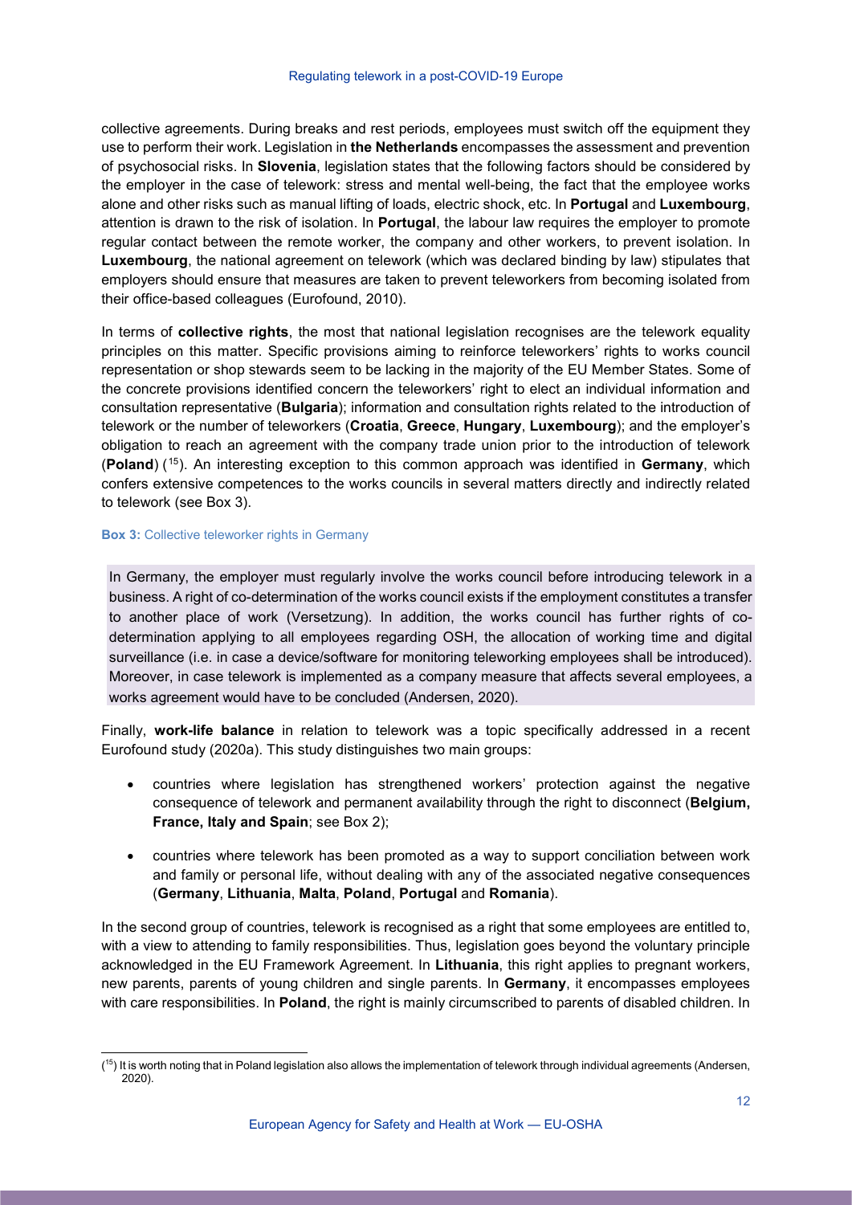collective agreements. During breaks and rest periods, employees must switch off the equipment they use to perform their work. Legislation in **the Netherlands** encompasses the assessment and prevention of psychosocial risks. In **Slovenia**, legislation states that the following factors should be considered by the employer in the case of telework: stress and mental well-being, the fact that the employee works alone and other risks such as manual lifting of loads, electric shock, etc. In **Portugal** and **Luxembourg**, attention is drawn to the risk of isolation. In **Portugal**, the labour law requires the employer to promote regular contact between the remote worker, the company and other workers, to prevent isolation. In **Luxembourg**, the national agreement on telework (which was declared binding by law) stipulates that employers should ensure that measures are taken to prevent teleworkers from becoming isolated from their office-based colleagues (Eurofound, 2010).

In terms of **collective rights**, the most that national legislation recognises are the telework equality principles on this matter. Specific provisions aiming to reinforce teleworkers' rights to works council representation or shop stewards seem to be lacking in the majority of the EU Member States. Some of the concrete provisions identified concern the teleworkers' right to elect an individual information and consultation representative (**Bulgaria**); information and consultation rights related to the introduction of telework or the number of teleworkers (**Croatia**, **Greece**, **Hungary**, **Luxembourg**); and the employer's obligation to reach an agreement with the company trade union prior to the introduction of telework (**Poland**) ([15]). An interesting exception to this common approach was identified in **Germany**, which confers extensive competences to the works councils in several matters directly and indirectly related to telework (see Box 3).

**Box 3:** Collective teleworker rights in Germany

> In Germany, the employer must regularly involve the works council before introducing telework in a business. A right of co-determination of the works council exists if the employment constitutes a transfer to another place of work (Versetzung). In addition, the works council has further rights of co-determination applying to all employees regarding OSH, the allocation of working time and digital surveillance (i.e. in case a device/software for monitoring teleworking employees shall be introduced). Moreover, in case telework is implemented as a company measure that affects several employees, a works agreement would have to be concluded (Andersen, 2020).

Finally, **work-life balance** in relation to telework was a topic specifically addressed in a recent Eurofound study (2020a). This study distinguishes two main groups:

- countries where legislation has strengthened workers' protection against the negative consequence of telework and permanent availability through the right to disconnect (**Belgium, France, Italy and Spain**; see Box 2);
- countries where telework has been promoted as a way to support conciliation between work and family or personal life, without dealing with any of the associated negative consequences (**Germany**, **Lithuania**, **Malta**, **Poland**, **Portugal** and **Romania**).

In the second group of countries, telework is recognised as a right that some employees are entitled to, with a view to attending to family responsibilities. Thus, legislation goes beyond the voluntary principle acknowledged in the EU Framework Agreement. In **Lithuania**, this right applies to pregnant workers, new parents, parents of young children and single parents. In **Germany**, it encompasses employees with care responsibilities. In **Poland**, the right is mainly circumscribed to parents of disabled children. In

---

([15]) It is worth noting that in Poland legislation also allows the implementation of telework through individual agreements (Andersen, 2020).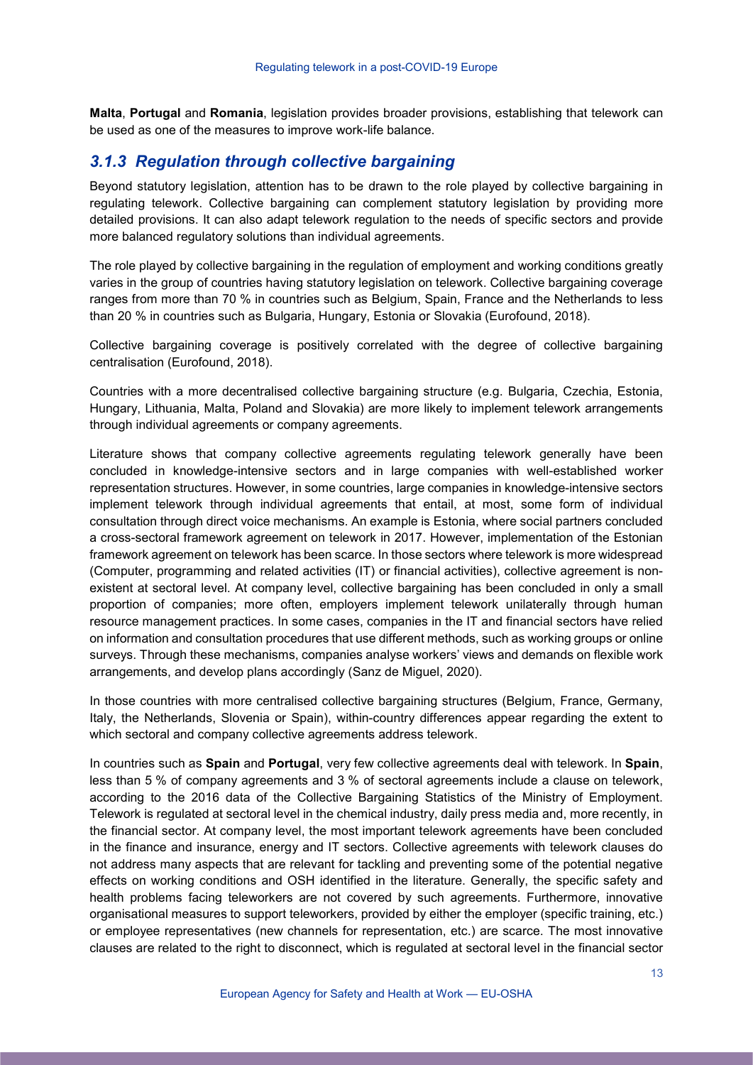**Malta**, **Portugal** and **Romania**, legislation provides broader provisions, establishing that telework can be used as one of the measures to improve work-life balance.

### *3.1.3 Regulation through collective bargaining*

Beyond statutory legislation, attention has to be drawn to the role played by collective bargaining in regulating telework. Collective bargaining can complement statutory legislation by providing more detailed provisions. It can also adapt telework regulation to the needs of specific sectors and provide more balanced regulatory solutions than individual agreements.

The role played by collective bargaining in the regulation of employment and working conditions greatly varies in the group of countries having statutory legislation on telework. Collective bargaining coverage ranges from more than 70 % in countries such as Belgium, Spain, France and the Netherlands to less than 20 % in countries such as Bulgaria, Hungary, Estonia or Slovakia (Eurofound, 2018).

Collective bargaining coverage is positively correlated with the degree of collective bargaining centralisation (Eurofound, 2018).

Countries with a more decentralised collective bargaining structure (e.g. Bulgaria, Czechia, Estonia, Hungary, Lithuania, Malta, Poland and Slovakia) are more likely to implement telework arrangements through individual agreements or company agreements.

Literature shows that company collective agreements regulating telework generally have been concluded in knowledge-intensive sectors and in large companies with well-established worker representation structures. However, in some countries, large companies in knowledge-intensive sectors implement telework through individual agreements that entail, at most, some form of individual consultation through direct voice mechanisms. An example is Estonia, where social partners concluded a cross-sectoral framework agreement on telework in 2017. However, implementation of the Estonian framework agreement on telework has been scarce. In those sectors where telework is more widespread (Computer, programming and related activities (IT) or financial activities), collective agreement is non-existent at sectoral level. At company level, collective bargaining has been concluded in only a small proportion of companies; more often, employers implement telework unilaterally through human resource management practices. In some cases, companies in the IT and financial sectors have relied on information and consultation procedures that use different methods, such as working groups or online surveys. Through these mechanisms, companies analyse workers' views and demands on flexible work arrangements, and develop plans accordingly (Sanz de Miguel, 2020).

In those countries with more centralised collective bargaining structures (Belgium, France, Germany, Italy, the Netherlands, Slovenia or Spain), within-country differences appear regarding the extent to which sectoral and company collective agreements address telework.

In countries such as **Spain** and **Portugal**, very few collective agreements deal with telework. In **Spain**, less than 5 % of company agreements and 3 % of sectoral agreements include a clause on telework, according to the 2016 data of the Collective Bargaining Statistics of the Ministry of Employment. Telework is regulated at sectoral level in the chemical industry, daily press media and, more recently, in the financial sector. At company level, the most important telework agreements have been concluded in the finance and insurance, energy and IT sectors. Collective agreements with telework clauses do not address many aspects that are relevant for tackling and preventing some of the potential negative effects on working conditions and OSH identified in the literature. Generally, the specific safety and health problems facing teleworkers are not covered by such agreements. Furthermore, innovative organisational measures to support teleworkers, provided by either the employer (specific training, etc.) or employee representatives (new channels for representation, etc.) are scarce. The most innovative clauses are related to the right to disconnect, which is regulated at sectoral level in the financial sector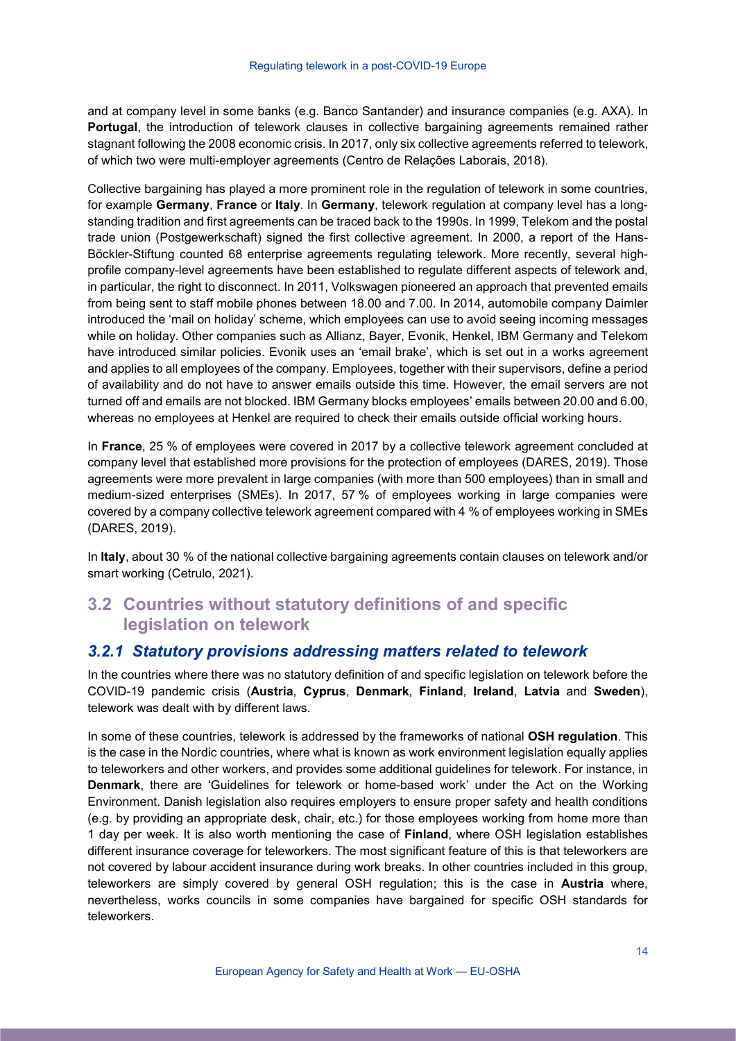and at company level in some banks (e.g. Banco Santander) and insurance companies (e.g. AXA). In **Portugal**, the introduction of telework clauses in collective bargaining agreements remained rather stagnant following the 2008 economic crisis. In 2017, only six collective agreements referred to telework, of which two were multi-employer agreements (Centro de Relações Laborais, 2018).

Collective bargaining has played a more prominent role in the regulation of telework in some countries, for example **Germany**, **France** or **Italy**. In **Germany**, telework regulation at company level has a long-standing tradition and first agreements can be traced back to the 1990s. In 1999, Telekom and the postal trade union (Postgewerkschaft) signed the first collective agreement. In 2000, a report of the Hans-Böckler-Stiftung counted 68 enterprise agreements regulating telework. More recently, several high-profile company-level agreements have been established to regulate different aspects of telework and, in particular, the right to disconnect. In 2011, Volkswagen pioneered an approach that prevented emails from being sent to staff mobile phones between 18.00 and 7.00. In 2014, automobile company Daimler introduced the 'mail on holiday' scheme, which employees can use to avoid seeing incoming messages while on holiday. Other companies such as Allianz, Bayer, Evonik, Henkel, IBM Germany and Telekom have introduced similar policies. Evonik uses an 'email brake', which is set out in a works agreement and applies to all employees of the company. Employees, together with their supervisors, define a period of availability and do not have to answer emails outside this time. However, the email servers are not turned off and emails are not blocked. IBM Germany blocks employees' emails between 20.00 and 6.00, whereas no employees at Henkel are required to check their emails outside official working hours.

In **France**, 25 % of employees were covered in 2017 by a collective telework agreement concluded at company level that established more provisions for the protection of employees (DARES, 2019). Those agreements were more prevalent in large companies (with more than 500 employees) than in small and medium-sized enterprises (SMEs). In 2017, 57 % of employees working in large companies were covered by a company collective telework agreement compared with 4 % of employees working in SMEs (DARES, 2019).

In **Italy**, about 30 % of the national collective bargaining agreements contain clauses on telework and/or smart working (Cetrulo, 2021).

## 3.2 Countries without statutory definitions of and specific legislation on telework

### *3.2.1 Statutory provisions addressing matters related to telework*

In the countries where there was no statutory definition of and specific legislation on telework before the COVID-19 pandemic crisis (**Austria**, **Cyprus**, **Denmark**, **Finland**, **Ireland**, **Latvia** and **Sweden**), telework was dealt with by different laws.

In some of these countries, telework is addressed by the frameworks of national **OSH regulation**. This is the case in the Nordic countries, where what is known as work environment legislation equally applies to teleworkers and other workers, and provides some additional guidelines for telework. For instance, in **Denmark**, there are 'Guidelines for telework or home-based work' under the Act on the Working Environment. Danish legislation also requires employers to ensure proper safety and health conditions (e.g. by providing an appropriate desk, chair, etc.) for those employees working from home more than 1 day per week. It is also worth mentioning the case of **Finland**, where OSH legislation establishes different insurance coverage for teleworkers. The most significant feature of this is that teleworkers are not covered by labour accident insurance during work breaks. In other countries included in this group, teleworkers are simply covered by general OSH regulation; this is the case in **Austria** where, nevertheless, works councils in some companies have bargained for specific OSH standards for teleworkers.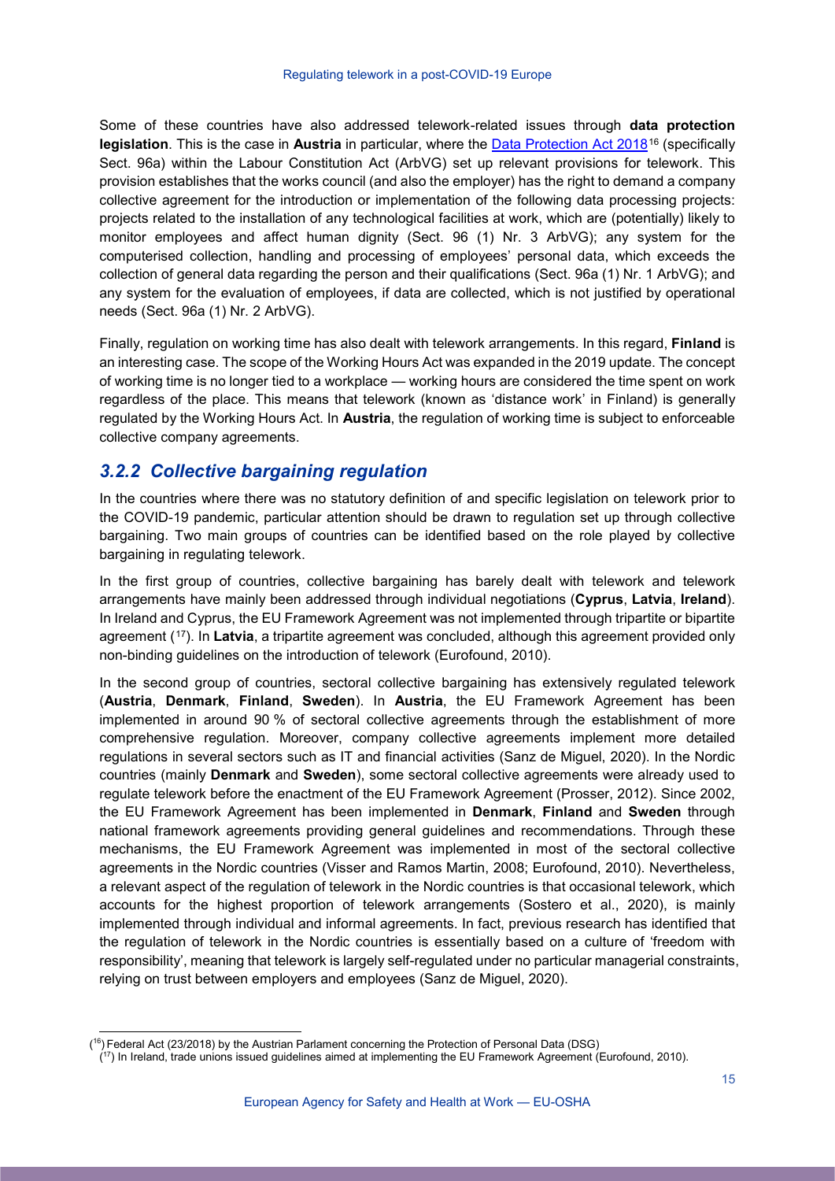Some of these countries have also addressed telework-related issues through **data protection legislation**. This is the case in **Austria** in particular, where the [Data Protection Act 2018][16] (specifically Sect. 96a) within the Labour Constitution Act (ArbVG) set up relevant provisions for telework. This provision establishes that the works council (and also the employer) has the right to demand a company collective agreement for the introduction or implementation of the following data processing projects: projects related to the installation of any technological facilities at work, which are (potentially) likely to monitor employees and affect human dignity (Sect. 96 (1) Nr. 3 ArbVG); any system for the computerised collection, handling and processing of employees' personal data, which exceeds the collection of general data regarding the person and their qualifications (Sect. 96a (1) Nr. 1 ArbVG); and any system for the evaluation of employees, if data are collected, which is not justified by operational needs (Sect. 96a (1) Nr. 2 ArbVG).

Finally, regulation on working time has also dealt with telework arrangements. In this regard, **Finland** is an interesting case. The scope of the Working Hours Act was expanded in the 2019 update. The concept of working time is no longer tied to a workplace — working hours are considered the time spent on work regardless of the place. This means that telework (known as 'distance work' in Finland) is generally regulated by the Working Hours Act. In **Austria**, the regulation of working time is subject to enforceable collective company agreements.

### *3.2.2 Collective bargaining regulation*

In the countries where there was no statutory definition of and specific legislation on telework prior to the COVID-19 pandemic, particular attention should be drawn to regulation set up through collective bargaining. Two main groups of countries can be identified based on the role played by collective bargaining in regulating telework.

In the first group of countries, collective bargaining has barely dealt with telework and telework arrangements have mainly been addressed through individual negotiations (**Cyprus**, **Latvia**, **Ireland**). In Ireland and Cyprus, the EU Framework Agreement was not implemented through tripartite or bipartite agreement ([17]). In **Latvia**, a tripartite agreement was concluded, although this agreement provided only non-binding guidelines on the introduction of telework (Eurofound, 2010).

In the second group of countries, sectoral collective bargaining has extensively regulated telework (**Austria**, **Denmark**, **Finland**, **Sweden**). In **Austria**, the EU Framework Agreement has been implemented in around 90 % of sectoral collective agreements through the establishment of more comprehensive regulation. Moreover, company collective agreements implement more detailed regulations in several sectors such as IT and financial activities (Sanz de Miguel, 2020). In the Nordic countries (mainly **Denmark** and **Sweden**), some sectoral collective agreements were already used to regulate telework before the enactment of the EU Framework Agreement (Prosser, 2012). Since 2002, the EU Framework Agreement has been implemented in **Denmark**, **Finland** and **Sweden** through national framework agreements providing general guidelines and recommendations. Through these mechanisms, the EU Framework Agreement was implemented in most of the sectoral collective agreements in the Nordic countries (Visser and Ramos Martin, 2008; Eurofound, 2010). Nevertheless, a relevant aspect of the regulation of telework in the Nordic countries is that occasional telework, which accounts for the highest proportion of telework arrangements (Sostero et al., 2020), is mainly implemented through individual and informal agreements. In fact, previous research has identified that the regulation of telework in the Nordic countries is essentially based on a culture of 'freedom with responsibility', meaning that telework is largely self-regulated under no particular managerial constraints, relying on trust between employers and employees (Sanz de Miguel, 2020).

---

([16]) Federal Act (23/2018) by the Austrian Parlament concerning the Protection of Personal Data (DSG)

([17]) In Ireland, trade unions issued guidelines aimed at implementing the EU Framework Agreement (Eurofound, 2010).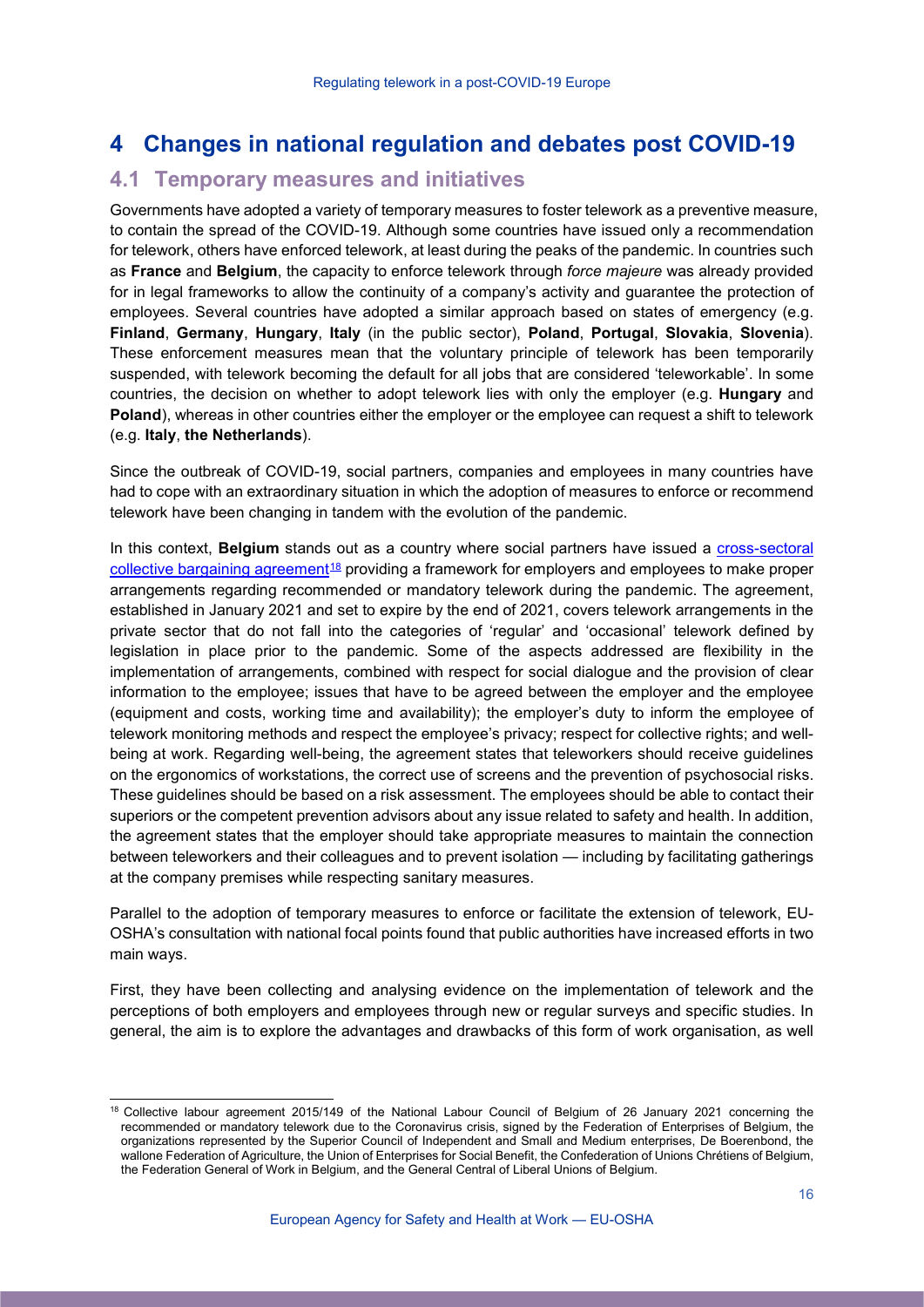# 4 Changes in national regulation and debates post COVID-19

## 4.1 Temporary measures and initiatives

Governments have adopted a variety of temporary measures to foster telework as a preventive measure, to contain the spread of the COVID-19. Although some countries have issued only a recommendation for telework, others have enforced telework, at least during the peaks of the pandemic. In countries such as **France** and **Belgium**, the capacity to enforce telework through *force majeure* was already provided for in legal frameworks to allow the continuity of a company's activity and guarantee the protection of employees. Several countries have adopted a similar approach based on states of emergency (e.g. **Finland**, **Germany**, **Hungary**, **Italy** (in the public sector), **Poland**, **Portugal**, **Slovakia**, **Slovenia**). These enforcement measures mean that the voluntary principle of telework has been temporarily suspended, with telework becoming the default for all jobs that are considered 'teleworkable'. In some countries, the decision on whether to adopt telework lies with only the employer (e.g. **Hungary** and **Poland**), whereas in other countries either the employer or the employee can request a shift to telework (e.g. **Italy**, **the Netherlands**).

Since the outbreak of COVID-19, social partners, companies and employees in many countries have had to cope with an extraordinary situation in which the adoption of measures to enforce or recommend telework have been changing in tandem with the evolution of the pandemic.

In this context, **Belgium** stands out as a country where social partners have issued a cross-sectoral collective bargaining agreement[18] providing a framework for employers and employees to make proper arrangements regarding recommended or mandatory telework during the pandemic. The agreement, established in January 2021 and set to expire by the end of 2021, covers telework arrangements in the private sector that do not fall into the categories of 'regular' and 'occasional' telework defined by legislation in place prior to the pandemic. Some of the aspects addressed are flexibility in the implementation of arrangements, combined with respect for social dialogue and the provision of clear information to the employee; issues that have to be agreed between the employer and the employee (equipment and costs, working time and availability); the employer's duty to inform the employee of telework monitoring methods and respect the employee's privacy; respect for collective rights; and well-being at work. Regarding well-being, the agreement states that teleworkers should receive guidelines on the ergonomics of workstations, the correct use of screens and the prevention of psychosocial risks. These guidelines should be based on a risk assessment. The employees should be able to contact their superiors or the competent prevention advisors about any issue related to safety and health. In addition, the agreement states that the employer should take appropriate measures to maintain the connection between teleworkers and their colleagues and to prevent isolation — including by facilitating gatherings at the company premises while respecting sanitary measures.

Parallel to the adoption of temporary measures to enforce or facilitate the extension of telework, EU-OSHA's consultation with national focal points found that public authorities have increased efforts in two main ways.

First, they have been collecting and analysing evidence on the implementation of telework and the perceptions of both employers and employees through new or regular surveys and specific studies. In general, the aim is to explore the advantages and drawbacks of this form of work organisation, as well

[18] Collective labour agreement 2015/149 of the National Labour Council of Belgium of 26 January 2021 concerning the recommended or mandatory telework due to the Coronavirus crisis, signed by the Federation of Enterprises of Belgium, the organizations represented by the Superior Council of Independent and Small and Medium enterprises, De Boerenbond, the wallone Federation of Agriculture, the Union of Enterprises for Social Benefit, the Confederation of Unions Chrétiens of Belgium, the Federation General of Work in Belgium, and the General Central of Liberal Unions of Belgium.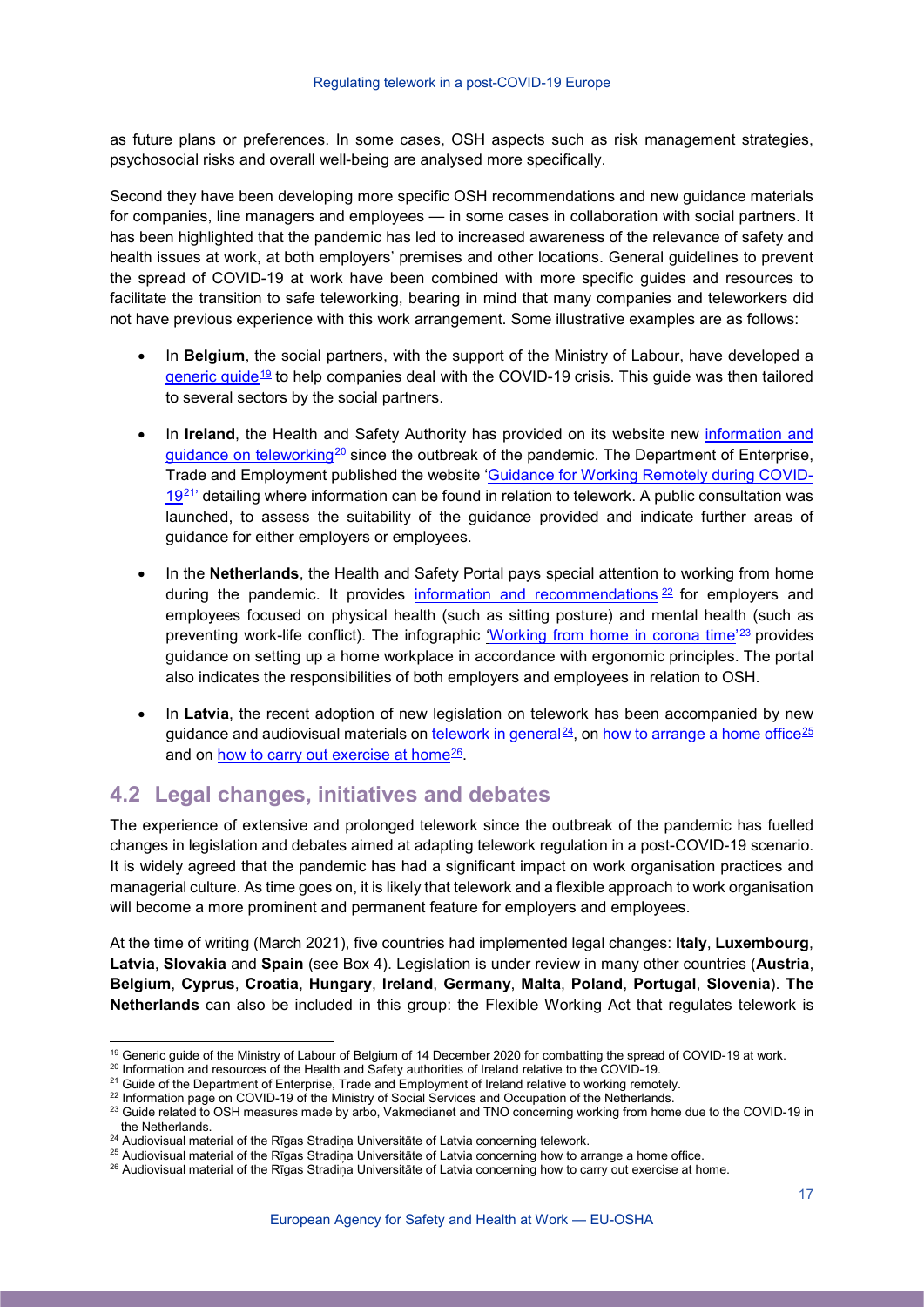as future plans or preferences. In some cases, OSH aspects such as risk management strategies, psychosocial risks and overall well-being are analysed more specifically.

Second they have been developing more specific OSH recommendations and new guidance materials for companies, line managers and employees — in some cases in collaboration with social partners. It has been highlighted that the pandemic has led to increased awareness of the relevance of safety and health issues at work, at both employers' premises and other locations. General guidelines to prevent the spread of COVID-19 at work have been combined with more specific guides and resources to facilitate the transition to safe teleworking, bearing in mind that many companies and teleworkers did not have previous experience with this work arrangement. Some illustrative examples are as follows:

- In **Belgium**, the social partners, with the support of the Ministry of Labour, have developed a generic guide[19] to help companies deal with the COVID-19 crisis. This guide was then tailored to several sectors by the social partners.
- In **Ireland**, the Health and Safety Authority has provided on its website new information and guidance on teleworking[20] since the outbreak of the pandemic. The Department of Enterprise, Trade and Employment published the website 'Guidance for Working Remotely during COVID-19[21]' detailing where information can be found in relation to telework. A public consultation was launched, to assess the suitability of the guidance provided and indicate further areas of guidance for either employers or employees.
- In the **Netherlands**, the Health and Safety Portal pays special attention to working from home during the pandemic. It provides information and recommendations[22] for employers and employees focused on physical health (such as sitting posture) and mental health (such as preventing work-life conflict). The infographic 'Working from home in corona time'[23] provides guidance on setting up a home workplace in accordance with ergonomic principles. The portal also indicates the responsibilities of both employers and employees in relation to OSH.
- In **Latvia**, the recent adoption of new legislation on telework has been accompanied by new guidance and audiovisual materials on telework in general[24], on how to arrange a home office[25] and on how to carry out exercise at home[26].

## 4.2 Legal changes, initiatives and debates

The experience of extensive and prolonged telework since the outbreak of the pandemic has fuelled changes in legislation and debates aimed at adapting telework regulation in a post-COVID-19 scenario. It is widely agreed that the pandemic has had a significant impact on work organisation practices and managerial culture. As time goes on, it is likely that telework and a flexible approach to work organisation will become a more prominent and permanent feature for employers and employees.

At the time of writing (March 2021), five countries had implemented legal changes: **Italy**, **Luxembourg**, **Latvia**, **Slovakia** and **Spain** (see Box 4). Legislation is under review in many other countries (**Austria**, **Belgium**, **Cyprus**, **Croatia**, **Hungary**, **Ireland**, **Germany**, **Malta**, **Poland**, **Portugal**, **Slovenia**). **The Netherlands** can also be included in this group: the Flexible Working Act that regulates telework is

---

[19] Generic guide of the Ministry of Labour of Belgium of 14 December 2020 for combatting the spread of COVID-19 at work.

[20] Information and resources of the Health and Safety authorities of Ireland relative to the COVID-19.

[21] Guide of the Department of Enterprise, Trade and Employment of Ireland relative to working remotely.

[22] Information page on COVID-19 of the Ministry of Social Services and Occupation of the Netherlands.

[23] Guide related to OSH measures made by arbo, Vakmedianet and TNO concerning working from home due to the COVID-19 in the Netherlands.

[24] Audiovisual material of the Rīgas Stradiņa Universitāte of Latvia concerning telework.

[25] Audiovisual material of the Rīgas Stradiņa Universitāte of Latvia concerning how to arrange a home office.

[26] Audiovisual material of the Rīgas Stradiņa Universitāte of Latvia concerning how to carry out exercise at home.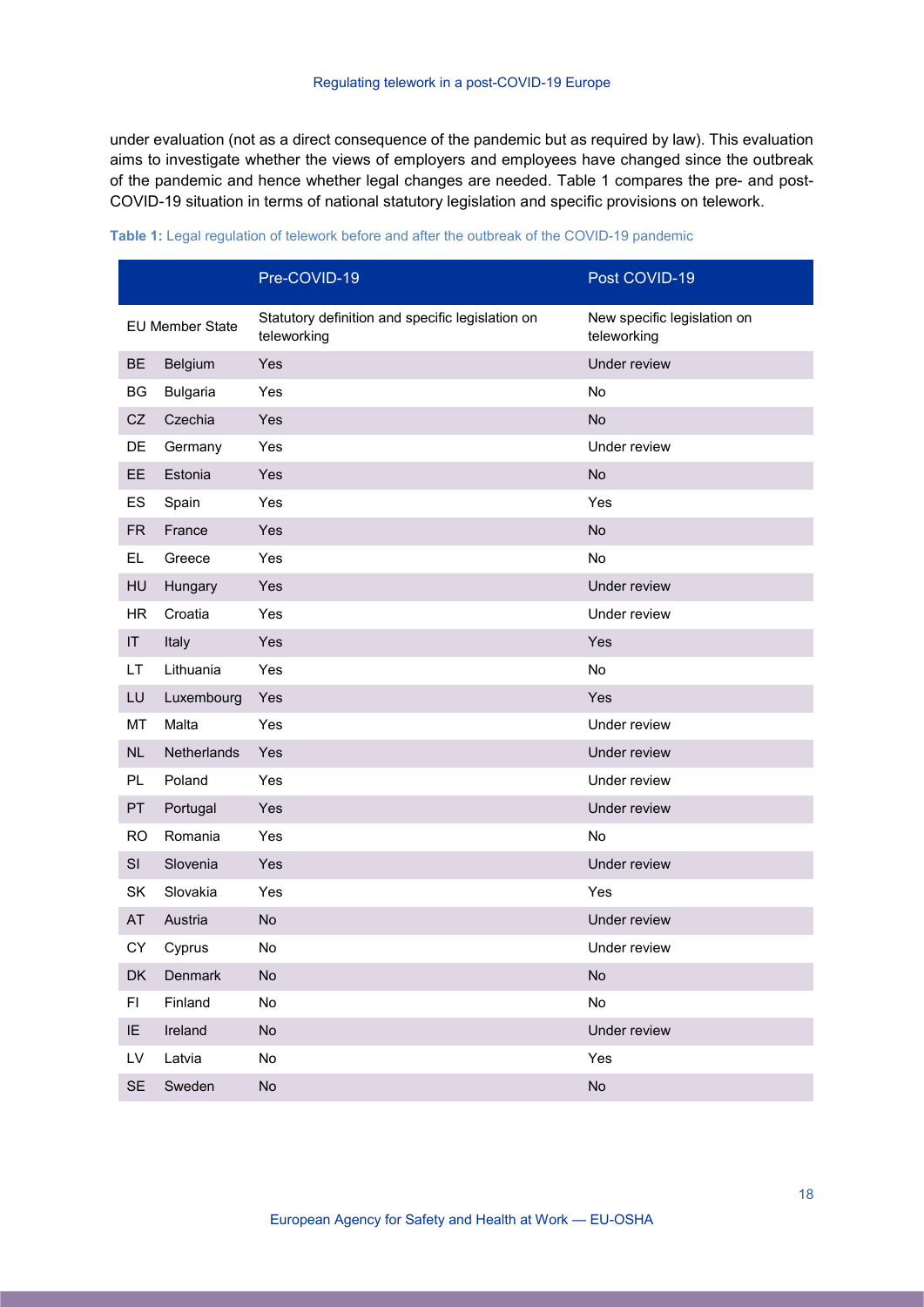under evaluation (not as a direct consequence of the pandemic but as required by law). This evaluation aims to investigate whether the views of employers and employees have changed since the outbreak of the pandemic and hence whether legal changes are needed. Table 1 compares the pre- and post-COVID-19 situation in terms of national statutory legislation and specific provisions on telework.

**Table 1:** Legal regulation of telework before and after the outbreak of the COVID-19 pandemic

| | | Pre-COVID-19 | Post COVID-19 |
|---|---|---|---|
| EU Member State | | Statutory definition and specific legislation on teleworking | New specific legislation on teleworking |
| BE | Belgium | Yes | Under review |
| BG | Bulgaria | Yes | No |
| CZ | Czechia | Yes | No |
| DE | Germany | Yes | Under review |
| EE | Estonia | Yes | No |
| ES | Spain | Yes | Yes |
| FR | France | Yes | No |
| EL | Greece | Yes | No |
| HU | Hungary | Yes | Under review |
| HR | Croatia | Yes | Under review |
| IT | Italy | Yes | Yes |
| LT | Lithuania | Yes | No |
| LU | Luxembourg | Yes | Yes |
| MT | Malta | Yes | Under review |
| NL | Netherlands | Yes | Under review |
| PL | Poland | Yes | Under review |
| PT | Portugal | Yes | Under review |
| RO | Romania | Yes | No |
| SI | Slovenia | Yes | Under review |
| SK | Slovakia | Yes | Yes |
| AT | Austria | No | Under review |
| CY | Cyprus | No | Under review |
| DK | Denmark | No | No |
| FI | Finland | No | No |
| IE | Ireland | No | Under review |
| LV | Latvia | No | Yes |
| SE | Sweden | No | No |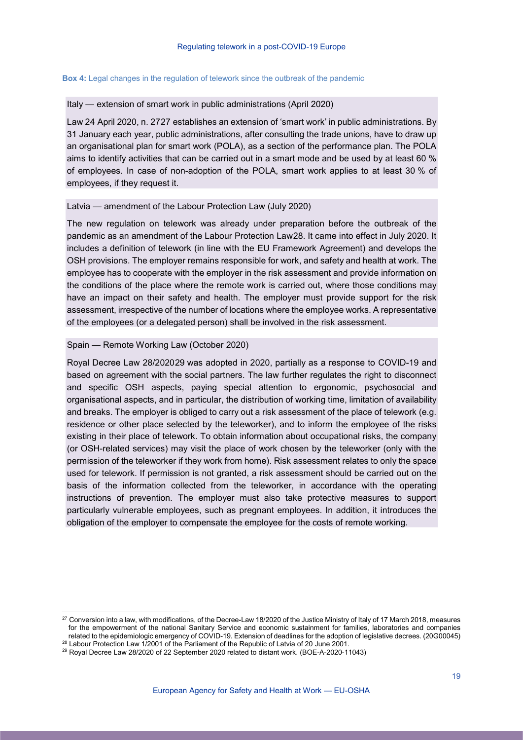**Box 4:** Legal changes in the regulation of telework since the outbreak of the pandemic

Italy — extension of smart work in public administrations (April 2020)

Law 24 April 2020, n. 27[27] establishes an extension of 'smart work' in public administrations. By 31 January each year, public administrations, after consulting the trade unions, have to draw up an organisational plan for smart work (POLA), as a section of the performance plan. The POLA aims to identify activities that can be carried out in a smart mode and be used by at least 60 % of employees. In case of non-adoption of the POLA, smart work applies to at least 30 % of employees, if they request it.

Latvia — amendment of the Labour Protection Law (July 2020)

The new regulation on telework was already under preparation before the outbreak of the pandemic as an amendment of the Labour Protection Law[28]. It came into effect in July 2020. It includes a definition of telework (in line with the EU Framework Agreement) and develops the OSH provisions. The employer remains responsible for work, and safety and health at work. The employee has to cooperate with the employer in the risk assessment and provide information on the conditions of the place where the remote work is carried out, where those conditions may have an impact on their safety and health. The employer must provide support for the risk assessment, irrespective of the number of locations where the employee works. A representative of the employees (or a delegated person) shall be involved in the risk assessment.

Spain — Remote Working Law (October 2020)

Royal Decree Law 28/2020[29] was adopted in 2020, partially as a response to COVID-19 and based on agreement with the social partners. The law further regulates the right to disconnect and specific OSH aspects, paying special attention to ergonomic, psychosocial and organisational aspects, and in particular, the distribution of working time, limitation of availability and breaks. The employer is obliged to carry out a risk assessment of the place of telework (e.g. residence or other place selected by the teleworker), and to inform the employee of the risks existing in their place of telework. To obtain information about occupational risks, the company (or OSH-related services) may visit the place of work chosen by the teleworker (only with the permission of the teleworker if they work from home). Risk assessment relates to only the space used for telework. If permission is not granted, a risk assessment should be carried out on the basis of the information collected from the teleworker, in accordance with the operating instructions of prevention. The employer must also take protective measures to support particularly vulnerable employees, such as pregnant employees. In addition, it introduces the obligation of the employer to compensate the employee for the costs of remote working.

---

[27] Conversion into a law, with modifications, of the Decree-Law 18/2020 of the Justice Ministry of Italy of 17 March 2018, measures for the empowerment of the national Sanitary Service and economic sustainment for families, laboratories and companies related to the epidemiologic emergency of COVID-19. Extension of deadlines for the adoption of legislative decrees. (20G00045)

[28] Labour Protection Law 1/2001 of the Parliament of the Republic of Latvia of 20 June 2001.

[29] Royal Decree Law 28/2020 of 22 September 2020 related to distant work. (BOE-A-2020-11043)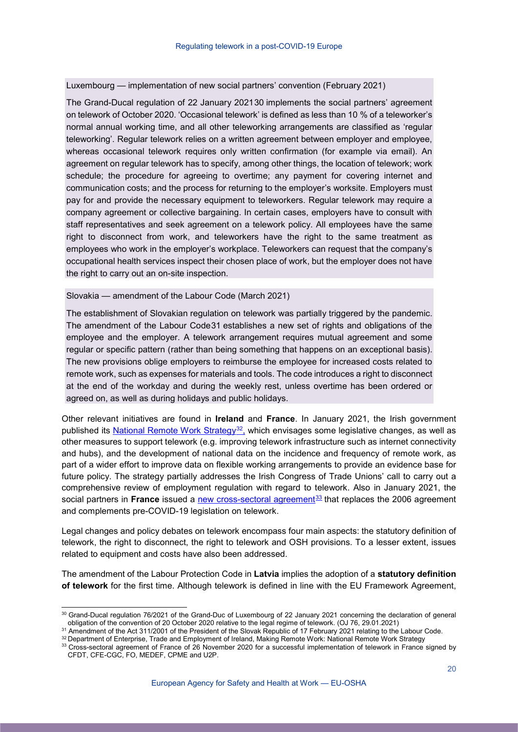Luxembourg — implementation of new social partners' convention (February 2021)

The Grand-Ducal regulation of 22 January 2021[30] implements the social partners' agreement on telework of October 2020. 'Occasional telework' is defined as less than 10 % of a teleworker's normal annual working time, and all other teleworking arrangements are classified as 'regular teleworking'. Regular telework relies on a written agreement between employer and employee, whereas occasional telework requires only written confirmation (for example via email). An agreement on regular telework has to specify, among other things, the location of telework; work schedule; the procedure for agreeing to overtime; any payment for covering internet and communication costs; and the process for returning to the employer's worksite. Employers must pay for and provide the necessary equipment to teleworkers. Regular telework may require a company agreement or collective bargaining. In certain cases, employers have to consult with staff representatives and seek agreement on a telework policy. All employees have the same right to disconnect from work, and teleworkers have the right to the same treatment as employees who work in the employer's workplace. Teleworkers can request that the company's occupational health services inspect their chosen place of work, but the employer does not have the right to carry out an on-site inspection.

Slovakia — amendment of the Labour Code (March 2021)

The establishment of Slovakian regulation on telework was partially triggered by the pandemic. The amendment of the Labour Code[31] establishes a new set of rights and obligations of the employee and the employer. A telework arrangement requires mutual agreement and some regular or specific pattern (rather than being something that happens on an exceptional basis). The new provisions oblige employers to reimburse the employee for increased costs related to remote work, such as expenses for materials and tools. The code introduces a right to disconnect at the end of the workday and during the weekly rest, unless overtime has been ordered or agreed on, as well as during holidays and public holidays.

Other relevant initiatives are found in **Ireland** and **France**. In January 2021, the Irish government published its National Remote Work Strategy[32], which envisages some legislative changes, as well as other measures to support telework (e.g. improving telework infrastructure such as internet connectivity and hubs), and the development of national data on the incidence and frequency of remote work, as part of a wider effort to improve data on flexible working arrangements to provide an evidence base for future policy. The strategy partially addresses the Irish Congress of Trade Unions' call to carry out a comprehensive review of employment regulation with regard to telework. Also in January 2021, the social partners in **France** issued a new cross-sectoral agreement[33] that replaces the 2006 agreement and complements pre-COVID-19 legislation on telework.

Legal changes and policy debates on telework encompass four main aspects: the statutory definition of telework, the right to disconnect, the right to telework and OSH provisions. To a lesser extent, issues related to equipment and costs have also been addressed.

The amendment of the Labour Protection Code in **Latvia** implies the adoption of a **statutory definition of telework** for the first time. Although telework is defined in line with the EU Framework Agreement,

---

[30] Grand-Ducal regulation 76/2021 of the Grand-Duc of Luxembourg of 22 January 2021 concerning the declaration of general obligation of the convention of 20 October 2020 relative to the legal regime of telework. (OJ 76, 29.01.2021)

[31] Amendment of the Act 311/2001 of the President of the Slovak Republic of 17 February 2021 relating to the Labour Code.

[32] Department of Enterprise, Trade and Employment of Ireland, Making Remote Work: National Remote Work Strategy

[33] Cross-sectoral agreement of France of 26 November 2020 for a successful implementation of telework in France signed by CFDT, CFE-CGC, FO, MEDEF, CPME and U2P.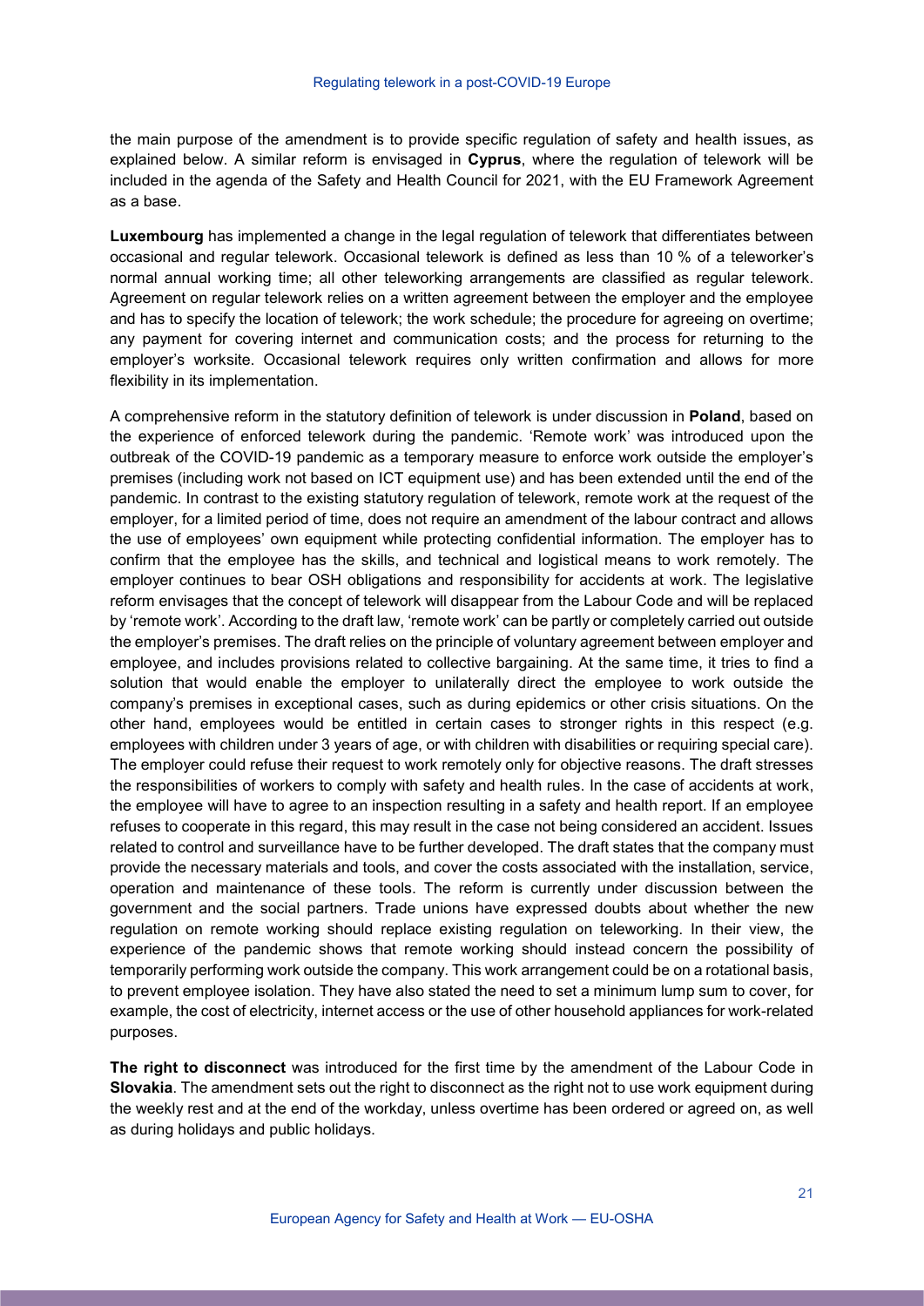the main purpose of the amendment is to provide specific regulation of safety and health issues, as explained below. A similar reform is envisaged in **Cyprus**, where the regulation of telework will be included in the agenda of the Safety and Health Council for 2021, with the EU Framework Agreement as a base.

**Luxembourg** has implemented a change in the legal regulation of telework that differentiates between occasional and regular telework. Occasional telework is defined as less than 10 % of a teleworker's normal annual working time; all other teleworking arrangements are classified as regular telework. Agreement on regular telework relies on a written agreement between the employer and the employee and has to specify the location of telework; the work schedule; the procedure for agreeing on overtime; any payment for covering internet and communication costs; and the process for returning to the employer's worksite. Occasional telework requires only written confirmation and allows for more flexibility in its implementation.

A comprehensive reform in the statutory definition of telework is under discussion in **Poland**, based on the experience of enforced telework during the pandemic. 'Remote work' was introduced upon the outbreak of the COVID-19 pandemic as a temporary measure to enforce work outside the employer's premises (including work not based on ICT equipment use) and has been extended until the end of the pandemic. In contrast to the existing statutory regulation of telework, remote work at the request of the employer, for a limited period of time, does not require an amendment of the labour contract and allows the use of employees' own equipment while protecting confidential information. The employer has to confirm that the employee has the skills, and technical and logistical means to work remotely. The employer continues to bear OSH obligations and responsibility for accidents at work. The legislative reform envisages that the concept of telework will disappear from the Labour Code and will be replaced by 'remote work'. According to the draft law, 'remote work' can be partly or completely carried out outside the employer's premises. The draft relies on the principle of voluntary agreement between employer and employee, and includes provisions related to collective bargaining. At the same time, it tries to find a solution that would enable the employer to unilaterally direct the employee to work outside the company's premises in exceptional cases, such as during epidemics or other crisis situations. On the other hand, employees would be entitled in certain cases to stronger rights in this respect (e.g. employees with children under 3 years of age, or with children with disabilities or requiring special care). The employer could refuse their request to work remotely only for objective reasons. The draft stresses the responsibilities of workers to comply with safety and health rules. In the case of accidents at work, the employee will have to agree to an inspection resulting in a safety and health report. If an employee refuses to cooperate in this regard, this may result in the case not being considered an accident. Issues related to control and surveillance have to be further developed. The draft states that the company must provide the necessary materials and tools, and cover the costs associated with the installation, service, operation and maintenance of these tools. The reform is currently under discussion between the government and the social partners. Trade unions have expressed doubts about whether the new regulation on remote working should replace existing regulation on teleworking. In their view, the experience of the pandemic shows that remote working should instead concern the possibility of temporarily performing work outside the company. This work arrangement could be on a rotational basis, to prevent employee isolation. They have also stated the need to set a minimum lump sum to cover, for example, the cost of electricity, internet access or the use of other household appliances for work-related purposes.

**The right to disconnect** was introduced for the first time by the amendment of the Labour Code in **Slovakia**. The amendment sets out the right to disconnect as the right not to use work equipment during the weekly rest and at the end of the workday, unless overtime has been ordered or agreed on, as well as during holidays and public holidays.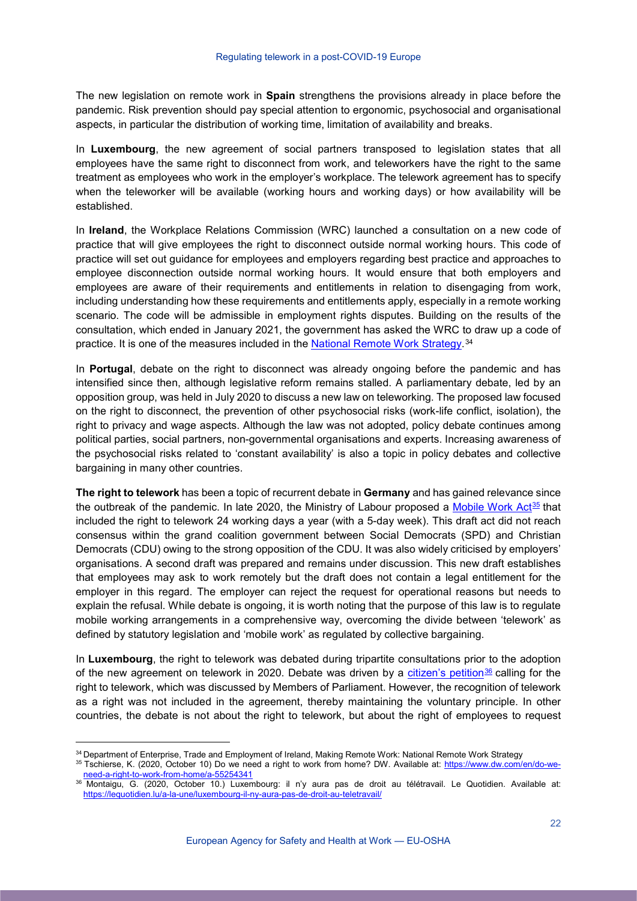The new legislation on remote work in **Spain** strengthens the provisions already in place before the pandemic. Risk prevention should pay special attention to ergonomic, psychosocial and organisational aspects, in particular the distribution of working time, limitation of availability and breaks.

In **Luxembourg**, the new agreement of social partners transposed to legislation states that all employees have the same right to disconnect from work, and teleworkers have the right to the same treatment as employees who work in the employer's workplace. The telework agreement has to specify when the teleworker will be available (working hours and working days) or how availability will be established.

In **Ireland**, the Workplace Relations Commission (WRC) launched a consultation on a new code of practice that will give employees the right to disconnect outside normal working hours. This code of practice will set out guidance for employees and employers regarding best practice and approaches to employee disconnection outside normal working hours. It would ensure that both employers and employees are aware of their requirements and entitlements in relation to disengaging from work, including understanding how these requirements and entitlements apply, especially in a remote working scenario. The code will be admissible in employment rights disputes. Building on the results of the consultation, which ended in January 2021, the government has asked the WRC to draw up a code of practice. It is one of the measures included in the National Remote Work Strategy.[34]

In **Portugal**, debate on the right to disconnect was already ongoing before the pandemic and has intensified since then, although legislative reform remains stalled. A parliamentary debate, led by an opposition group, was held in July 2020 to discuss a new law on teleworking. The proposed law focused on the right to disconnect, the prevention of other psychosocial risks (work-life conflict, isolation), the right to privacy and wage aspects. Although the law was not adopted, policy debate continues among political parties, social partners, non-governmental organisations and experts. Increasing awareness of the psychosocial risks related to 'constant availability' is also a topic in policy debates and collective bargaining in many other countries.

**The right to telework** has been a topic of recurrent debate in **Germany** and has gained relevance since the outbreak of the pandemic. In late 2020, the Ministry of Labour proposed a Mobile Work Act[35] that included the right to telework 24 working days a year (with a 5-day week). This draft act did not reach consensus within the grand coalition government between Social Democrats (SPD) and Christian Democrats (CDU) owing to the strong opposition of the CDU. It was also widely criticised by employers' organisations. A second draft was prepared and remains under discussion. This new draft establishes that employees may ask to work remotely but the draft does not contain a legal entitlement for the employer in this regard. The employer can reject the request for operational reasons but needs to explain the refusal. While debate is ongoing, it is worth noting that the purpose of this law is to regulate mobile working arrangements in a comprehensive way, overcoming the divide between 'telework' as defined by statutory legislation and 'mobile work' as regulated by collective bargaining.

In **Luxembourg**, the right to telework was debated during tripartite consultations prior to the adoption of the new agreement on telework in 2020. Debate was driven by a citizen's petition[36] calling for the right to telework, which was discussed by Members of Parliament. However, the recognition of telework as a right was not included in the agreement, thereby maintaining the voluntary principle. In other countries, the debate is not about the right to telework, but about the right of employees to request

---

[34] Department of Enterprise, Trade and Employment of Ireland, Making Remote Work: National Remote Work Strategy

[35] Tschierse, K. (2020, October 10) Do we need a right to work from home? DW. Available at: https://www.dw.com/en/do-we-need-a-right-to-work-from-home/a-55254341

[36] Montaigu, G. (2020, October 10.) Luxembourg: il n'y aura pas de droit au télétravail. Le Quotidien. Available at: https://lequotidien.lu/a-la-une/luxembourg-il-ny-aura-pas-de-droit-au-teletravail/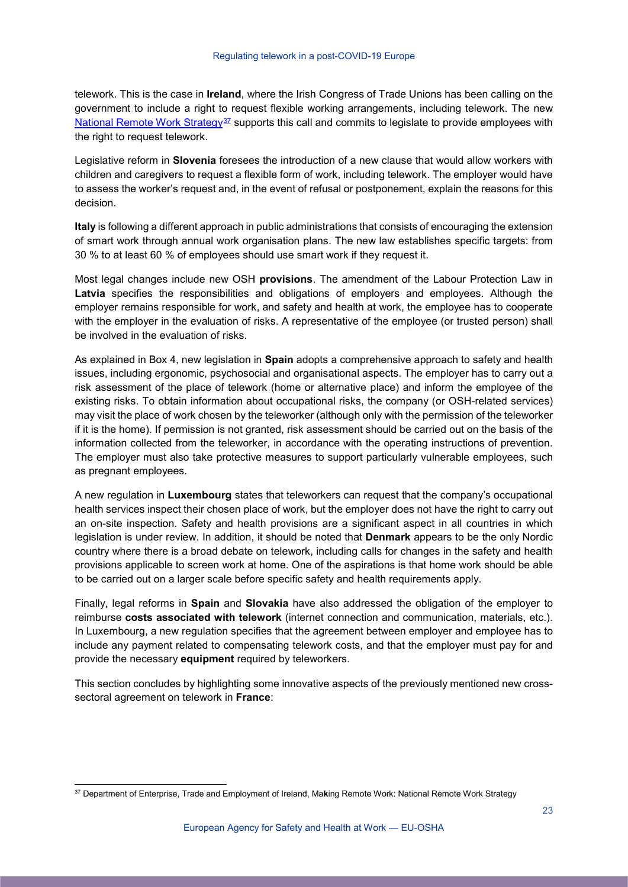telework. This is the case in **Ireland**, where the Irish Congress of Trade Unions has been calling on the government to include a right to request flexible working arrangements, including telework. The new National Remote Work Strategy[37] supports this call and commits to legislate to provide employees with the right to request telework.

Legislative reform in **Slovenia** foresees the introduction of a new clause that would allow workers with children and caregivers to request a flexible form of work, including telework. The employer would have to assess the worker's request and, in the event of refusal or postponement, explain the reasons for this decision.

**Italy** is following a different approach in public administrations that consists of encouraging the extension of smart work through annual work organisation plans. The new law establishes specific targets: from 30 % to at least 60 % of employees should use smart work if they request it.

Most legal changes include new OSH **provisions**. The amendment of the Labour Protection Law in **Latvia** specifies the responsibilities and obligations of employers and employees. Although the employer remains responsible for work, and safety and health at work, the employee has to cooperate with the employer in the evaluation of risks. A representative of the employee (or trusted person) shall be involved in the evaluation of risks.

As explained in Box 4, new legislation in **Spain** adopts a comprehensive approach to safety and health issues, including ergonomic, psychosocial and organisational aspects. The employer has to carry out a risk assessment of the place of telework (home or alternative place) and inform the employee of the existing risks. To obtain information about occupational risks, the company (or OSH-related services) may visit the place of work chosen by the teleworker (although only with the permission of the teleworker if it is the home). If permission is not granted, risk assessment should be carried out on the basis of the information collected from the teleworker, in accordance with the operating instructions of prevention. The employer must also take protective measures to support particularly vulnerable employees, such as pregnant employees.

A new regulation in **Luxembourg** states that teleworkers can request that the company's occupational health services inspect their chosen place of work, but the employer does not have the right to carry out an on-site inspection. Safety and health provisions are a significant aspect in all countries in which legislation is under review. In addition, it should be noted that **Denmark** appears to be the only Nordic country where there is a broad debate on telework, including calls for changes in the safety and health provisions applicable to screen work at home. One of the aspirations is that home work should be able to be carried out on a larger scale before specific safety and health requirements apply.

Finally, legal reforms in **Spain** and **Slovakia** have also addressed the obligation of the employer to reimburse **costs associated with telework** (internet connection and communication, materials, etc.). In Luxembourg, a new regulation specifies that the agreement between employer and employee has to include any payment related to compensating telework costs, and that the employer must pay for and provide the necessary **equipment** required by teleworkers.

This section concludes by highlighting some innovative aspects of the previously mentioned new cross-sectoral agreement on telework in **France**:

---

[37] Department of Enterprise, Trade and Employment of Ireland, Making Remote Work: National Remote Work Strategy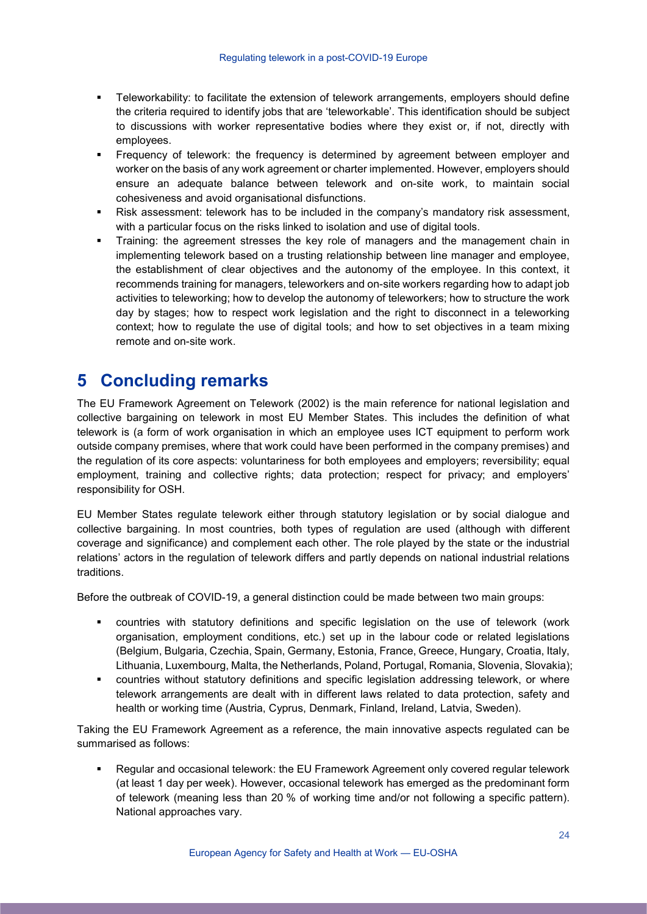- Teleworkability: to facilitate the extension of telework arrangements, employers should define the criteria required to identify jobs that are 'teleworkable'. This identification should be subject to discussions with worker representative bodies where they exist or, if not, directly with employees.
- Frequency of telework: the frequency is determined by agreement between employer and worker on the basis of any work agreement or charter implemented. However, employers should ensure an adequate balance between telework and on-site work, to maintain social cohesiveness and avoid organisational disfunctions.
- Risk assessment: telework has to be included in the company's mandatory risk assessment, with a particular focus on the risks linked to isolation and use of digital tools.
- Training: the agreement stresses the key role of managers and the management chain in implementing telework based on a trusting relationship between line manager and employee, the establishment of clear objectives and the autonomy of the employee. In this context, it recommends training for managers, teleworkers and on-site workers regarding how to adapt job activities to teleworking; how to develop the autonomy of teleworkers; how to structure the work day by stages; how to respect work legislation and the right to disconnect in a teleworking context; how to regulate the use of digital tools; and how to set objectives in a team mixing remote and on-site work.

# 5 Concluding remarks

The EU Framework Agreement on Telework (2002) is the main reference for national legislation and collective bargaining on telework in most EU Member States. This includes the definition of what telework is (a form of work organisation in which an employee uses ICT equipment to perform work outside company premises, where that work could have been performed in the company premises) and the regulation of its core aspects: voluntariness for both employees and employers; reversibility; equal employment, training and collective rights; data protection; respect for privacy; and employers' responsibility for OSH.

EU Member States regulate telework either through statutory legislation or by social dialogue and collective bargaining. In most countries, both types of regulation are used (although with different coverage and significance) and complement each other. The role played by the state or the industrial relations' actors in the regulation of telework differs and partly depends on national industrial relations traditions.

Before the outbreak of COVID-19, a general distinction could be made between two main groups:

- countries with statutory definitions and specific legislation on the use of telework (work organisation, employment conditions, etc.) set up in the labour code or related legislations (Belgium, Bulgaria, Czechia, Spain, Germany, Estonia, France, Greece, Hungary, Croatia, Italy, Lithuania, Luxembourg, Malta, the Netherlands, Poland, Portugal, Romania, Slovenia, Slovakia);
- countries without statutory definitions and specific legislation addressing telework, or where telework arrangements are dealt with in different laws related to data protection, safety and health or working time (Austria, Cyprus, Denmark, Finland, Ireland, Latvia, Sweden).

Taking the EU Framework Agreement as a reference, the main innovative aspects regulated can be summarised as follows:

- Regular and occasional telework: the EU Framework Agreement only covered regular telework (at least 1 day per week). However, occasional telework has emerged as the predominant form of telework (meaning less than 20 % of working time and/or not following a specific pattern). National approaches vary.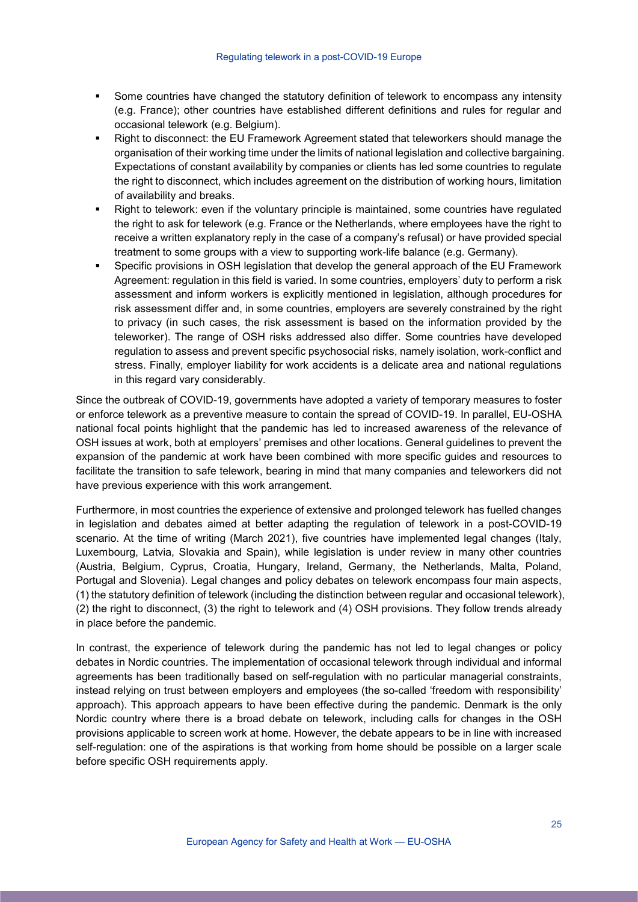- Some countries have changed the statutory definition of telework to encompass any intensity (e.g. France); other countries have established different definitions and rules for regular and occasional telework (e.g. Belgium).
- Right to disconnect: the EU Framework Agreement stated that teleworkers should manage the organisation of their working time under the limits of national legislation and collective bargaining. Expectations of constant availability by companies or clients has led some countries to regulate the right to disconnect, which includes agreement on the distribution of working hours, limitation of availability and breaks.
- Right to telework: even if the voluntary principle is maintained, some countries have regulated the right to ask for telework (e.g. France or the Netherlands, where employees have the right to receive a written explanatory reply in the case of a company's refusal) or have provided special treatment to some groups with a view to supporting work-life balance (e.g. Germany).
- Specific provisions in OSH legislation that develop the general approach of the EU Framework Agreement: regulation in this field is varied. In some countries, employers' duty to perform a risk assessment and inform workers is explicitly mentioned in legislation, although procedures for risk assessment differ and, in some countries, employers are severely constrained by the right to privacy (in such cases, the risk assessment is based on the information provided by the teleworker). The range of OSH risks addressed also differ. Some countries have developed regulation to assess and prevent specific psychosocial risks, namely isolation, work-conflict and stress. Finally, employer liability for work accidents is a delicate area and national regulations in this regard vary considerably.

Since the outbreak of COVID-19, governments have adopted a variety of temporary measures to foster or enforce telework as a preventive measure to contain the spread of COVID-19. In parallel, EU-OSHA national focal points highlight that the pandemic has led to increased awareness of the relevance of OSH issues at work, both at employers' premises and other locations. General guidelines to prevent the expansion of the pandemic at work have been combined with more specific guides and resources to facilitate the transition to safe telework, bearing in mind that many companies and teleworkers did not have previous experience with this work arrangement.

Furthermore, in most countries the experience of extensive and prolonged telework has fuelled changes in legislation and debates aimed at better adapting the regulation of telework in a post-COVID-19 scenario. At the time of writing (March 2021), five countries have implemented legal changes (Italy, Luxembourg, Latvia, Slovakia and Spain), while legislation is under review in many other countries (Austria, Belgium, Cyprus, Croatia, Hungary, Ireland, Germany, the Netherlands, Malta, Poland, Portugal and Slovenia). Legal changes and policy debates on telework encompass four main aspects, (1) the statutory definition of telework (including the distinction between regular and occasional telework), (2) the right to disconnect, (3) the right to telework and (4) OSH provisions. They follow trends already in place before the pandemic.

In contrast, the experience of telework during the pandemic has not led to legal changes or policy debates in Nordic countries. The implementation of occasional telework through individual and informal agreements has been traditionally based on self-regulation with no particular managerial constraints, instead relying on trust between employers and employees (the so-called 'freedom with responsibility' approach). This approach appears to have been effective during the pandemic. Denmark is the only Nordic country where there is a broad debate on telework, including calls for changes in the OSH provisions applicable to screen work at home. However, the debate appears to be in line with increased self-regulation: one of the aspirations is that working from home should be possible on a larger scale before specific OSH requirements apply.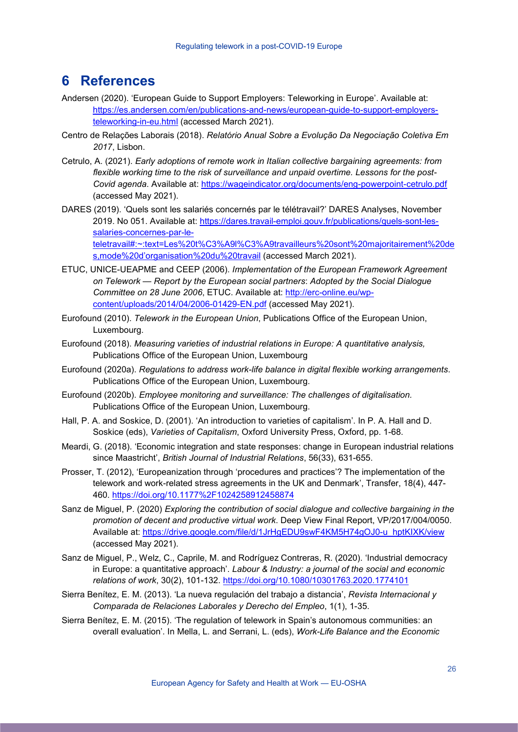# 6 References

Andersen (2020). 'European Guide to Support Employers: Teleworking in Europe'. Available at: https://es.andersen.com/en/publications-and-news/european-guide-to-support-employers-teleworking-in-eu.html (accessed March 2021).

Centro de Relações Laborais (2018). *Relatório Anual Sobre a Evolução Da Negociação Coletiva Em 2017*, Lisbon.

Cetrulo, A. (2021). *Early adoptions of remote work in Italian collective bargaining agreements: from flexible working time to the risk of surveillance and unpaid overtime. Lessons for the post-Covid agenda*. Available at: https://wageindicator.org/documents/eng-powerpoint-cetrulo.pdf (accessed May 2021).

DARES (2019). 'Quels sont les salariés concernés par le télétravail?' DARES Analyses, November 2019. No 051. Available at: https://dares.travail-emploi.gouv.fr/publications/quels-sont-les-salaries-concernes-par-le-teletravail#:~:text=Les%20t%C3%A9l%C3%A9travailleurs%20sont%20majoritairement%20des,mode%20d'organisation%20du%20travail (accessed March 2021).

ETUC, UNICE-UEAPME and CEEP (2006). *Implementation of the European Framework Agreement on Telework — Report by the European social partners*: *Adopted by the Social Dialogue Committee on 28 June 2006*, ETUC. Available at: http://erc-online.eu/wp-content/uploads/2014/04/2006-01429-EN.pdf (accessed May 2021).

Eurofound (2010). *Telework in the European Union*, Publications Office of the European Union, Luxembourg.

Eurofound (2018). *Measuring varieties of industrial relations in Europe: A quantitative analysis,* Publications Office of the European Union, Luxembourg

Eurofound (2020a). *Regulations to address work-life balance in digital flexible working arrangements*. Publications Office of the European Union, Luxembourg.

Eurofound (2020b). *Employee monitoring and surveillance: The challenges of digitalisation.* Publications Office of the European Union, Luxembourg.

Hall, P. A. and Soskice, D. (2001). 'An introduction to varieties of capitalism'. In P. A. Hall and D. Soskice (eds), *Varieties of Capitalism*, Oxford University Press, Oxford, pp. 1-68.

Meardi, G. (2018). 'Economic integration and state responses: change in European industrial relations since Maastricht', *British Journal of Industrial Relations*, 56(33), 631-655.

Prosser, T. (2012), 'Europeanization through 'procedures and practices'? The implementation of the telework and work-related stress agreements in the UK and Denmark', Transfer, 18(4), 447-460. https://doi.org/10.1177%2F1024258912458874

Sanz de Miguel, P. (2020) *Exploring the contribution of social dialogue and collective bargaining in the promotion of decent and productive virtual work*. Deep View Final Report, VP/2017/004/0050. Available at: https://drive.google.com/file/d/1JrHgEDU9swF4KM5H74gOJ0-u_hptKIXK/view (accessed May 2021).

Sanz de Miguel, P., Welz, C., Caprile, M. and Rodríguez Contreras, R. (2020). 'Industrial democracy in Europe: a quantitative approach'. *Labour & Industry: a journal of the social and economic relations of work*, 30(2), 101-132. https://doi.org/10.1080/10301763.2020.1774101

Sierra Benítez, E. M. (2013). 'La nueva regulación del trabajo a distancia', *Revista Internacional y Comparada de Relaciones Laborales y Derecho del Empleo*, 1(1), 1-35.

Sierra Benítez, E. M. (2015). 'The regulation of telework in Spain's autonomous communities: an overall evaluation'. In Mella, L. and Serrani, L. (eds), *Work-Life Balance and the Economic*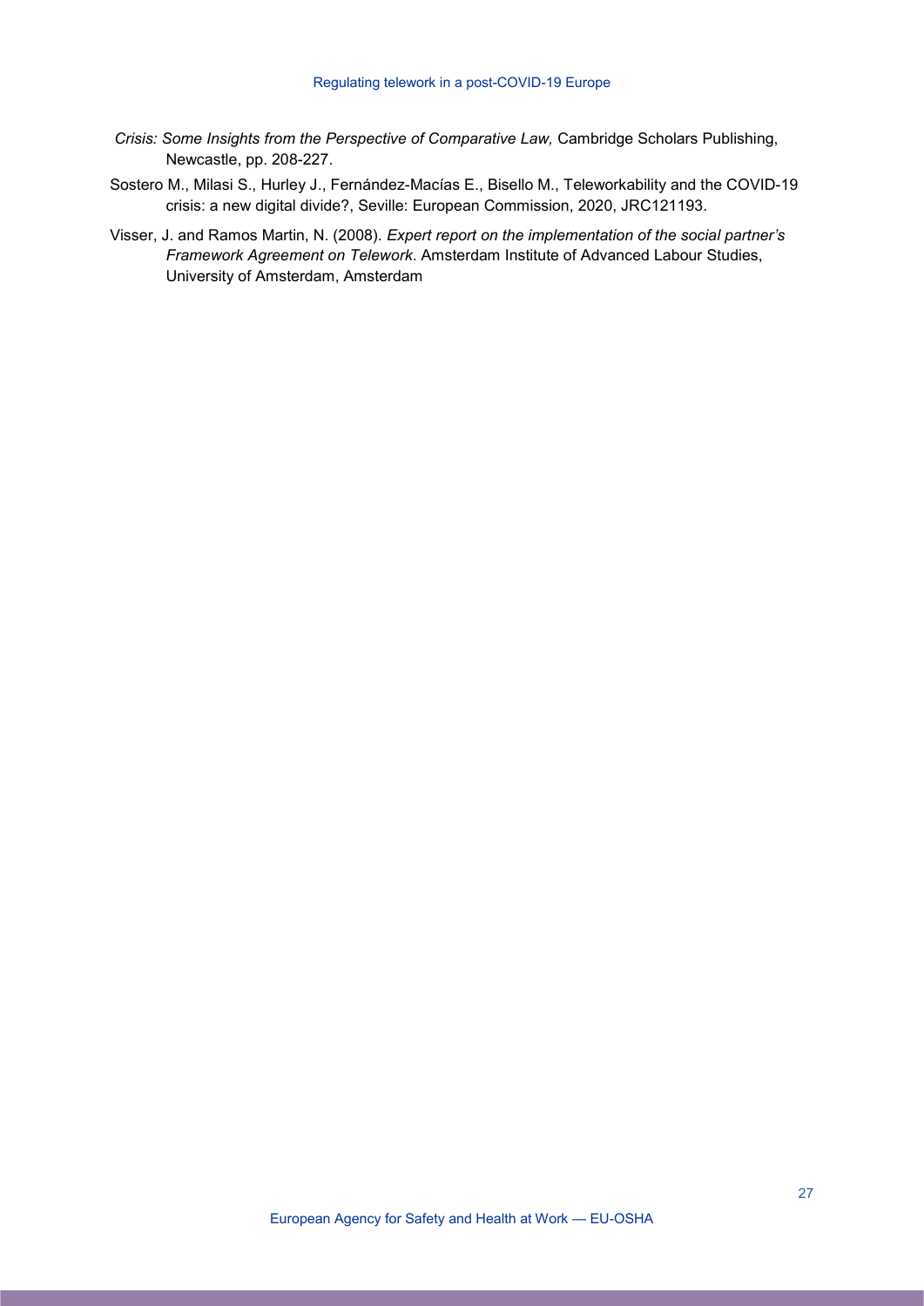*Crisis: Some Insights from the Perspective of Comparative Law,* Cambridge Scholars Publishing, Newcastle, pp. 208-227.

Sostero M., Milasi S., Hurley J., Fernández-Macías E., Bisello M., Teleworkability and the COVID-19 crisis: a new digital divide?, Seville: European Commission, 2020, JRC121193.

Visser, J. and Ramos Martin, N. (2008). *Expert report on the implementation of the social partner's Framework Agreement on Telework*. Amsterdam Institute of Advanced Labour Studies, University of Amsterdam, Amsterdam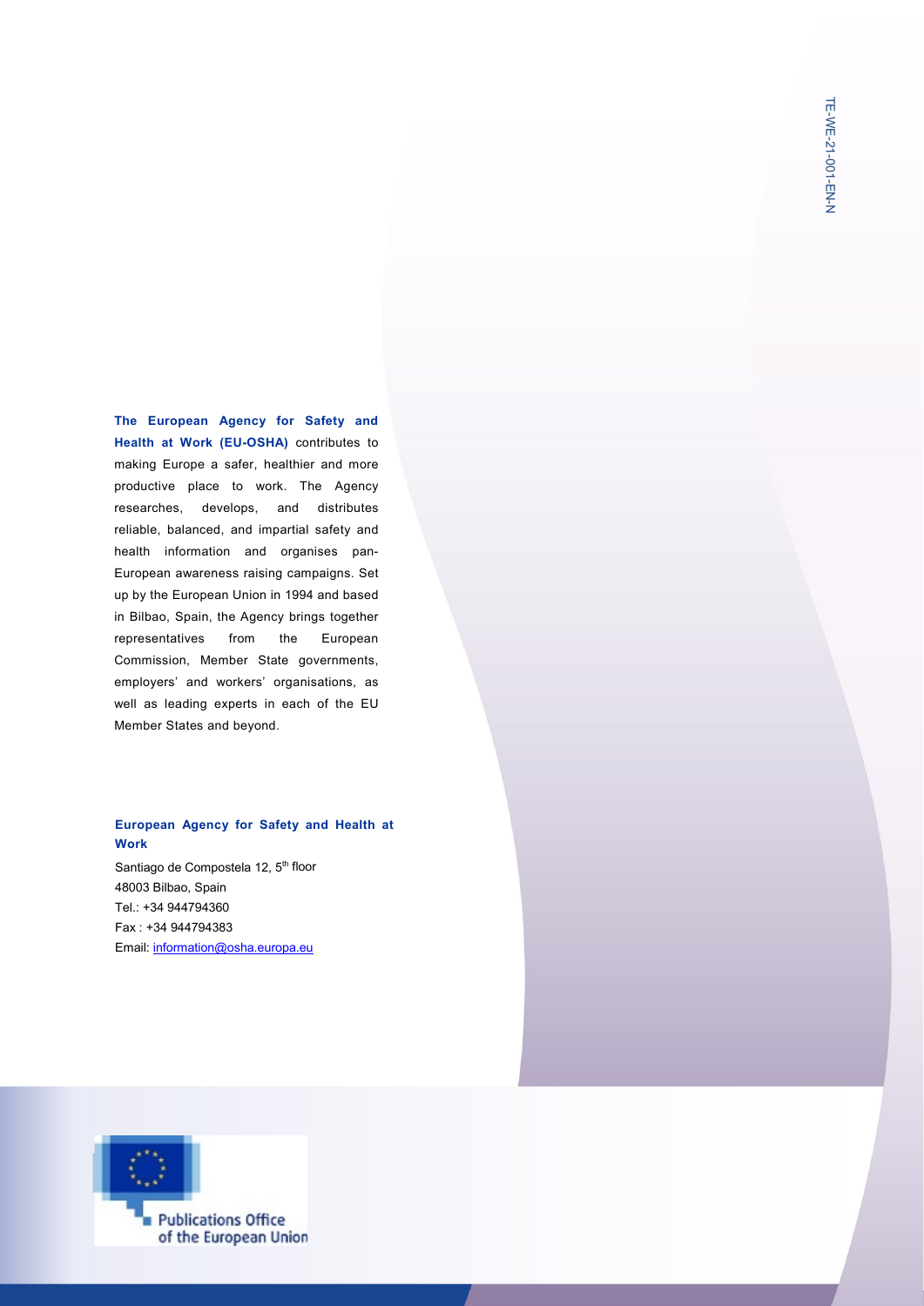TE-WE-21-001-EN-N

**The European Agency for Safety and Health at Work (EU-OSHA)** contributes to making Europe a safer, healthier and more productive place to work. The Agency researches, develops, and distributes reliable, balanced, and impartial safety and health information and organises pan-European awareness raising campaigns. Set up by the European Union in 1994 and based in Bilbao, Spain, the Agency brings together representatives from the European Commission, Member State governments, employers' and workers' organisations, as well as leading experts in each of the EU Member States and beyond.

**European Agency for Safety and Health at Work**

Santiago de Compostela 12, 5th floor
48003 Bilbao, Spain
Tel.: +34 944794360
Fax : +34 944794383
Email: information@osha.europa.eu

Publications Office of the European Union